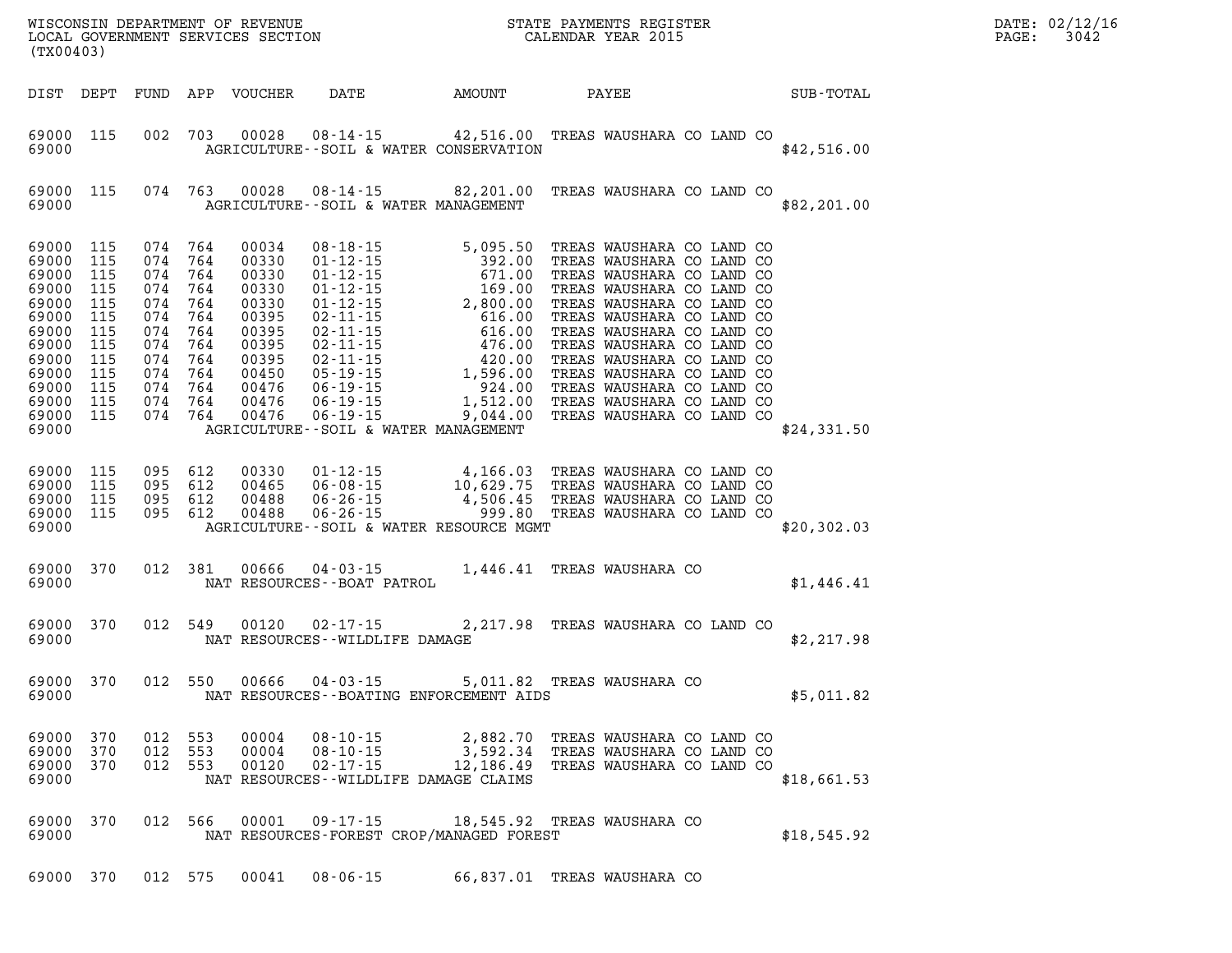WISCONSIN DEPARTMENT OF REVENUE
LOCAL GOVERNMENT SERVICES SECTION
(TX00403)

STATE PAYMENTS REGISTER
CALENDAR YEAR 2015

DATE: 02/12/16

| DIST | DEPT | FUND | APP | VOUCHER | DATE | AMOUNT | PAYEE | SUB-TOTAL |
|---|---|---|---|---|---|---|---|---|
| 69000 | 115 | 002 | 703 | 00028 | 08-14-15 | 42,516.00 | TREAS WAUSHARA CO LAND CO | |
| 69000 | | | | | AGRICULTURE--SOIL & WATER CONSERVATION | | | $42,516.00 |
| 69000 | 115 | 074 | 763 | 00028 | 08-14-15 | 82,201.00 | TREAS WAUSHARA CO LAND CO | |
| 69000 | | | | | AGRICULTURE--SOIL & WATER MANAGEMENT | | | $82,201.00 |
| 69000 | 115 | 074 | 764 | 00034 | 08-18-15 | 5,095.50 | TREAS WAUSHARA CO LAND CO | |
| 69000 | 115 | 074 | 764 | 00330 | 01-12-15 | 392.00 | TREAS WAUSHARA CO LAND CO | |
| 69000 | 115 | 074 | 764 | 00330 | 01-12-15 | 671.00 | TREAS WAUSHARA CO LAND CO | |
| 69000 | 115 | 074 | 764 | 00330 | 01-12-15 | 169.00 | TREAS WAUSHARA CO LAND CO | |
| 69000 | 115 | 074 | 764 | 00330 | 01-12-15 | 2,800.00 | TREAS WAUSHARA CO LAND CO | |
| 69000 | 115 | 074 | 764 | 00395 | 02-11-15 | 616.00 | TREAS WAUSHARA CO LAND CO | |
| 69000 | 115 | 074 | 764 | 00395 | 02-11-15 | 616.00 | TREAS WAUSHARA CO LAND CO | |
| 69000 | 115 | 074 | 764 | 00395 | 02-11-15 | 476.00 | TREAS WAUSHARA CO LAND CO | |
| 69000 | 115 | 074 | 764 | 00395 | 02-11-15 | 420.00 | TREAS WAUSHARA CO LAND CO | |
| 69000 | 115 | 074 | 764 | 00450 | 05-19-15 | 1,596.00 | TREAS WAUSHARA CO LAND CO | |
| 69000 | 115 | 074 | 764 | 00476 | 06-19-15 | 924.00 | TREAS WAUSHARA CO LAND CO | |
| 69000 | 115 | 074 | 764 | 00476 | 06-19-15 | 1,512.00 | TREAS WAUSHARA CO LAND CO | |
| 69000 | 115 | 074 | 764 | 00476 | 06-19-15 | 9,044.00 | TREAS WAUSHARA CO LAND CO | |
| 69000 | | | | | AGRICULTURE--SOIL & WATER MANAGEMENT | | | $24,331.50 |
| 69000 | 115 | 095 | 612 | 00330 | 01-12-15 | 4,166.03 | TREAS WAUSHARA CO LAND CO | |
| 69000 | 115 | 095 | 612 | 00465 | 06-08-15 | 10,629.75 | TREAS WAUSHARA CO LAND CO | |
| 69000 | 115 | 095 | 612 | 00488 | 06-26-15 | 4,506.45 | TREAS WAUSHARA CO LAND CO | |
| 69000 | 115 | 095 | 612 | 00488 | 06-26-15 | 999.80 | TREAS WAUSHARA CO LAND CO | |
| 69000 | | | | | AGRICULTURE--SOIL & WATER RESOURCE MGMT | | | $20,302.03 |
| 69000 | 370 | 012 | 381 | 00666 | 04-03-15 | 1,446.41 | TREAS WAUSHARA CO | |
| 69000 | | | | | NAT RESOURCES--BOAT PATROL | | | $1,446.41 |
| 69000 | 370 | 012 | 549 | 00120 | 02-17-15 | 2,217.98 | TREAS WAUSHARA CO LAND CO | |
| 69000 | | | | | NAT RESOURCES--WILDLIFE DAMAGE | | | $2,217.98 |
| 69000 | 370 | 012 | 550 | 00666 | 04-03-15 | 5,011.82 | TREAS WAUSHARA CO | |
| 69000 | | | | | NAT RESOURCES--BOATING ENFORCEMENT AIDS | | | $5,011.82 |
| 69000 | 370 | 012 | 553 | 00004 | 08-10-15 | 2,882.70 | TREAS WAUSHARA CO LAND CO | |
| 69000 | 370 | 012 | 553 | 00004 | 08-10-15 | 3,592.34 | TREAS WAUSHARA CO LAND CO | |
| 69000 | 370 | 012 | 553 | 00120 | 02-17-15 | 12,186.49 | TREAS WAUSHARA CO LAND CO | |
| 69000 | | | | | NAT RESOURCES--WILDLIFE DAMAGE CLAIMS | | | $18,661.53 |
| 69000 | 370 | 012 | 566 | 00001 | 09-17-15 | 18,545.92 | TREAS WAUSHARA CO | |
| 69000 | | | | | NAT RESOURCES-FOREST CROP/MANAGED FOREST | | | $18,545.92 |
| 69000 | 370 | 012 | 575 | 00041 | 08-06-15 | 66,837.01 | TREAS WAUSHARA CO | |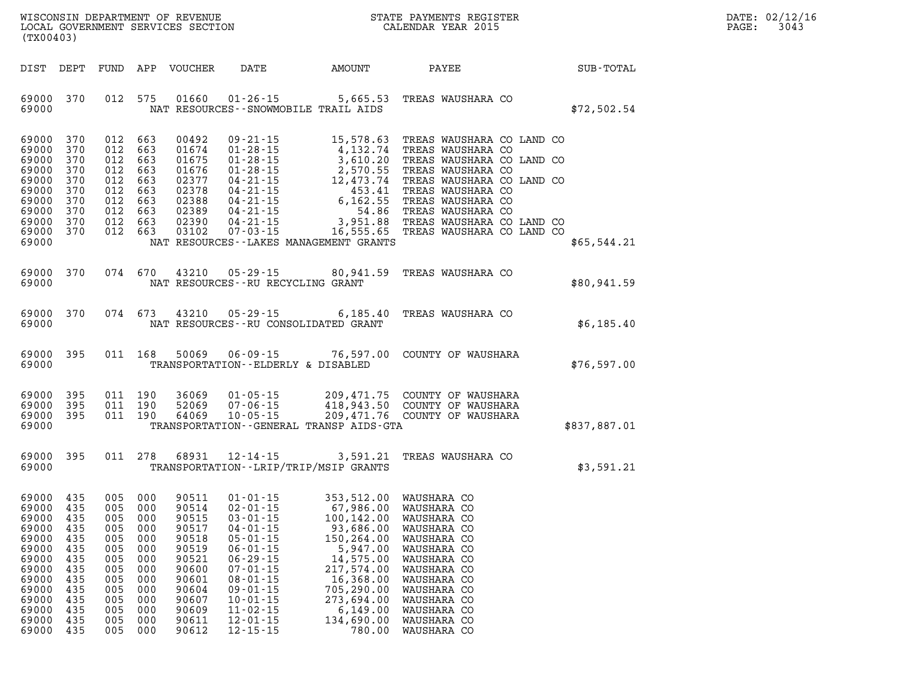| DIST | DEPT | FUND | APP | VOUCHER | DATE | AMOUNT | PAYEE | SUB-TOTAL |
|---|---|---|---|---|---|---|---|---|
| 69000 | 370 | 012 | 575 | 01660 | 01-26-15 | 5,665.53 | TREAS WAUSHARA CO | |
| 69000 | | | | | NAT RESOURCES--SNOWMOBILE TRAIL AIDS | | | $72,502.54 |
| 69000 | 370 | 012 | 663 | 00492 | 09-21-15 | 15,578.63 | TREAS WAUSHARA CO LAND CO | |
| 69000 | 370 | 012 | 663 | 01674 | 01-28-15 | 4,132.74 | TREAS WAUSHARA CO | |
| 69000 | 370 | 012 | 663 | 01675 | 01-28-15 | 3,610.20 | TREAS WAUSHARA CO LAND CO | |
| 69000 | 370 | 012 | 663 | 01676 | 01-28-15 | 2,570.55 | TREAS WAUSHARA CO | |
| 69000 | 370 | 012 | 663 | 02377 | 04-21-15 | 12,473.74 | TREAS WAUSHARA CO LAND CO | |
| 69000 | 370 | 012 | 663 | 02378 | 04-21-15 | 453.41 | TREAS WAUSHARA CO | |
| 69000 | 370 | 012 | 663 | 02388 | 04-21-15 | 6,162.55 | TREAS WAUSHARA CO | |
| 69000 | 370 | 012 | 663 | 02389 | 04-21-15 | 54.86 | TREAS WAUSHARA CO | |
| 69000 | 370 | 012 | 663 | 02390 | 04-21-15 | 3,951.88 | TREAS WAUSHARA CO LAND CO | |
| 69000 | 370 | 012 | 663 | 03102 | 07-03-15 | 16,555.65 | TREAS WAUSHARA CO LAND CO | |
| 69000 | | | | | NAT RESOURCES--LAKES MANAGEMENT GRANTS | | | $65,544.21 |
| 69000 | 370 | 074 | 670 | 43210 | 05-29-15 | 80,941.59 | TREAS WAUSHARA CO | |
| 69000 | | | | | NAT RESOURCES--RU RECYCLING GRANT | | | $80,941.59 |
| 69000 | 370 | 074 | 673 | 43210 | 05-29-15 | 6,185.40 | TREAS WAUSHARA CO | |
| 69000 | | | | | NAT RESOURCES--RU CONSOLIDATED GRANT | | | $6,185.40 |
| 69000 | 395 | 011 | 168 | 50069 | 06-09-15 | 76,597.00 | COUNTY OF WAUSHARA | |
| 69000 | | | | | TRANSPORTATION--ELDERLY & DISABLED | | | $76,597.00 |
| 69000 | 395 | 011 | 190 | 36069 | 01-05-15 | 209,471.75 | COUNTY OF WAUSHARA | |
| 69000 | 395 | 011 | 190 | 52069 | 07-06-15 | 418,943.50 | COUNTY OF WAUSHARA | |
| 69000 | 395 | 011 | 190 | 64069 | 10-05-15 | 209,471.76 | COUNTY OF WAUSHARA | |
| 69000 | | | | | TRANSPORTATION--GENERAL TRANSP AIDS-GTA | | | $837,887.01 |
| 69000 | 395 | 011 | 278 | 68931 | 12-14-15 | 3,591.21 | TREAS WAUSHARA CO | |
| 69000 | | | | | TRANSPORTATION--LRIP/TRIP/MSIP GRANTS | | | $3,591.21 |
| 69000 | 435 | 005 | 000 | 90511 | 01-01-15 | 353,512.00 | WAUSHARA CO | |
| 69000 | 435 | 005 | 000 | 90514 | 02-01-15 | 67,986.00 | WAUSHARA CO | |
| 69000 | 435 | 005 | 000 | 90515 | 03-01-15 | 100,142.00 | WAUSHARA CO | |
| 69000 | 435 | 005 | 000 | 90517 | 04-01-15 | 93,686.00 | WAUSHARA CO | |
| 69000 | 435 | 005 | 000 | 90518 | 05-01-15 | 150,264.00 | WAUSHARA CO | |
| 69000 | 435 | 005 | 000 | 90519 | 06-01-15 | 5,947.00 | WAUSHARA CO | |
| 69000 | 435 | 005 | 000 | 90521 | 06-29-15 | 14,575.00 | WAUSHARA CO | |
| 69000 | 435 | 005 | 000 | 90600 | 07-01-15 | 217,574.00 | WAUSHARA CO | |
| 69000 | 435 | 005 | 000 | 90601 | 08-01-15 | 16,368.00 | WAUSHARA CO | |
| 69000 | 435 | 005 | 000 | 90604 | 09-01-15 | 705,290.00 | WAUSHARA CO | |
| 69000 | 435 | 005 | 000 | 90607 | 10-01-15 | 273,694.00 | WAUSHARA CO | |
| 69000 | 435 | 005 | 000 | 90609 | 11-02-15 | 6,149.00 | WAUSHARA CO | |
| 69000 | 435 | 005 | 000 | 90611 | 12-01-15 | 134,690.00 | WAUSHARA CO | |
| 69000 | 435 | 005 | 000 | 90612 | 12-15-15 | 780.00 | WAUSHARA CO | |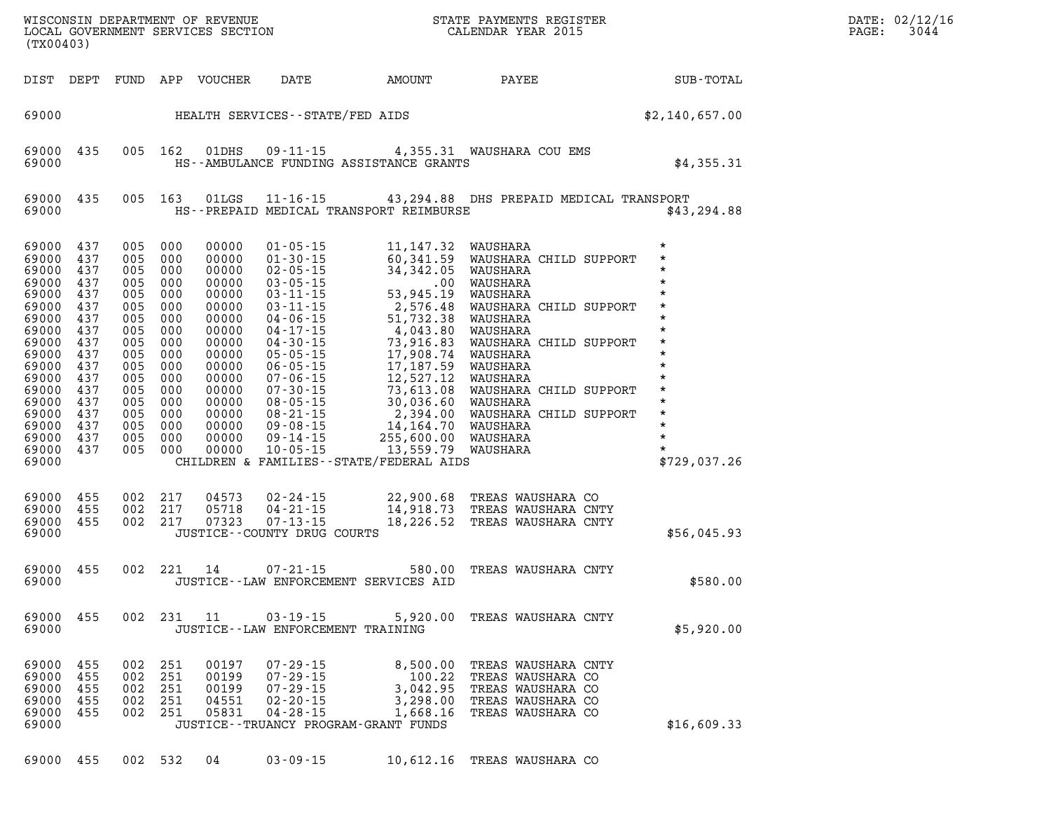WISCONSIN DEPARTMENT OF REVENUE
LOCAL GOVERNMENT SERVICES SECTION
(TX00403)

STATE PAYMENTS REGISTER
CALENDAR YEAR 2015

DATE: 02/12/16

| DIST | DEPT | FUND | APP | VOUCHER | DATE | AMOUNT | PAYEE | SUB-TOTAL |
|---|---|---|---|---|---|---|---|---|
| 69000 | | | | | HEALTH SERVICES--STATE/FED AIDS | | | $2,140,657.00 |
| 69000 | 435 | 005 | 162 | 01DHS | 09-11-15 | 4,355.31 | WAUSHARA COU EMS | |
| 69000 | | | | | HS--AMBULANCE FUNDING ASSISTANCE GRANTS | | | $4,355.31 |
| 69000 | 435 | 005 | 163 | 01LGS | 11-16-15 | 43,294.88 | DHS PREPAID MEDICAL TRANSPORT | |
| 69000 | | | | | HS--PREPAID MEDICAL TRANSPORT REIMBURSE | | | $43,294.88 |
| 69000 | 437 | 005 | 000 | 00000 | 01-05-15 | 11,147.32 | WAUSHARA | * |
| 69000 | 437 | 005 | 000 | 00000 | 01-30-15 | 60,341.59 | WAUSHARA CHILD SUPPORT | * |
| 69000 | 437 | 005 | 000 | 00000 | 02-05-15 | 34,342.05 | WAUSHARA | * |
| 69000 | 437 | 005 | 000 | 00000 | 03-05-15 | .00 | WAUSHARA | * |
| 69000 | 437 | 005 | 000 | 00000 | 03-11-15 | 53,945.19 | WAUSHARA | * |
| 69000 | 437 | 005 | 000 | 00000 | 03-11-15 | 2,576.48 | WAUSHARA CHILD SUPPORT | * |
| 69000 | 437 | 005 | 000 | 00000 | 04-06-15 | 51,732.38 | WAUSHARA | * |
| 69000 | 437 | 005 | 000 | 00000 | 04-17-15 | 4,043.80 | WAUSHARA | * |
| 69000 | 437 | 005 | 000 | 00000 | 04-30-15 | 73,916.83 | WAUSHARA CHILD SUPPORT | * |
| 69000 | 437 | 005 | 000 | 00000 | 05-05-15 | 17,908.74 | WAUSHARA | * |
| 69000 | 437 | 005 | 000 | 00000 | 06-05-15 | 17,187.59 | WAUSHARA | * |
| 69000 | 437 | 005 | 000 | 00000 | 07-06-15 | 12,527.12 | WAUSHARA | * |
| 69000 | 437 | 005 | 000 | 00000 | 07-30-15 | 73,613.08 | WAUSHARA CHILD SUPPORT | * |
| 69000 | 437 | 005 | 000 | 00000 | 08-05-15 | 30,036.60 | WAUSHARA | * |
| 69000 | 437 | 005 | 000 | 00000 | 08-21-15 | 2,394.00 | WAUSHARA CHILD SUPPORT | * |
| 69000 | 437 | 005 | 000 | 00000 | 09-08-15 | 14,164.70 | WAUSHARA | * |
| 69000 | 437 | 005 | 000 | 00000 | 09-14-15 | 255,600.00 | WAUSHARA | * |
| 69000 | 437 | 005 | 000 | 00000 | 10-05-15 | 13,559.79 | WAUSHARA | * |
| 69000 | | | | | CHILDREN & FAMILIES--STATE/FEDERAL AIDS | | | $729,037.26 |
| 69000 | 455 | 002 | 217 | 04573 | 02-24-15 | 22,900.68 | TREAS WAUSHARA CO | |
| 69000 | 455 | 002 | 217 | 05718 | 04-21-15 | 14,918.73 | TREAS WAUSHARA CNTY | |
| 69000 | 455 | 002 | 217 | 07323 | 07-13-15 | 18,226.52 | TREAS WAUSHARA CNTY | |
| 69000 | | | | | JUSTICE--COUNTY DRUG COURTS | | | $56,045.93 |
| 69000 | 455 | 002 | 221 | 14 | 07-21-15 | 580.00 | TREAS WAUSHARA CNTY | |
| 69000 | | | | | JUSTICE--LAW ENFORCEMENT SERVICES AID | | | $580.00 |
| 69000 | 455 | 002 | 231 | 11 | 03-19-15 | 5,920.00 | TREAS WAUSHARA CNTY | |
| 69000 | | | | | JUSTICE--LAW ENFORCEMENT TRAINING | | | $5,920.00 |
| 69000 | 455 | 002 | 251 | 00197 | 07-29-15 | 8,500.00 | TREAS WAUSHARA CNTY | |
| 69000 | 455 | 002 | 251 | 00199 | 07-29-15 | 100.22 | TREAS WAUSHARA CO | |
| 69000 | 455 | 002 | 251 | 00199 | 07-29-15 | 3,042.95 | TREAS WAUSHARA CO | |
| 69000 | 455 | 002 | 251 | 04551 | 02-20-15 | 3,298.00 | TREAS WAUSHARA CO | |
| 69000 | 455 | 002 | 251 | 05831 | 04-28-15 | 1,668.16 | TREAS WAUSHARA CO | |
| 69000 | | | | | JUSTICE--TRUANCY PROGRAM-GRANT FUNDS | | | $16,609.33 |
| 69000 | 455 | 002 | 532 | 04 | 03-09-15 | 10,612.16 | TREAS WAUSHARA CO | |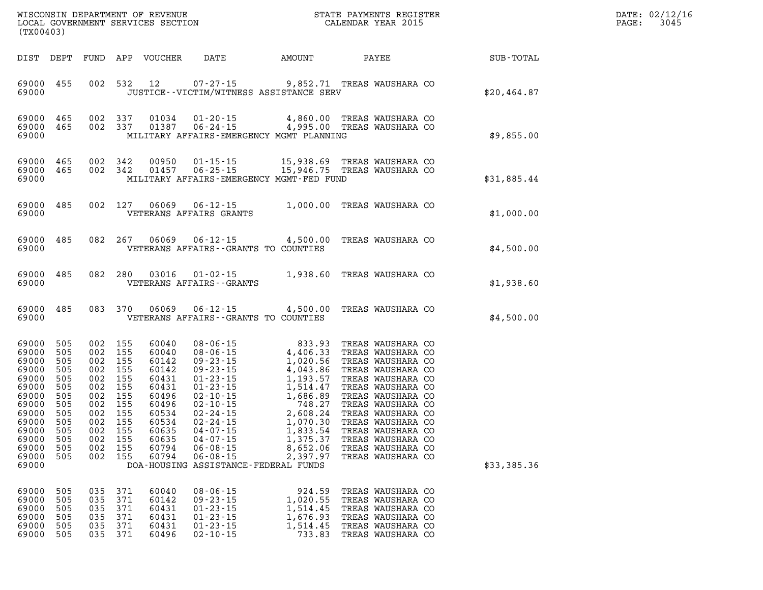WISCONSIN DEPARTMENT OF REVENUE
LOCAL GOVERNMENT SERVICES SECTION
(TX00403)

STATE PAYMENTS REGISTER
CALENDAR YEAR 2015

DATE: 02/12/16
PAGE: 3045

| DIST | DEPT | FUND | APP | VOUCHER | DATE | AMOUNT | PAYEE | SUB-TOTAL |
|---|---|---|---|---|---|---|---|---|
| 69000 | 455 | 002 | 532 | 12 | 07-27-15 | 9,852.71 | TREAS WAUSHARA CO | |
| 69000 | | | | | JUSTICE--VICTIM/WITNESS ASSISTANCE SERV | | | $20,464.87 |
| 69000 | 465 | 002 | 337 | 01034 | 01-20-15 | 4,860.00 | TREAS WAUSHARA CO | |
| 69000 | 465 | 002 | 337 | 01387 | 06-24-15 | 4,995.00 | TREAS WAUSHARA CO | |
| 69000 | | | | | MILITARY AFFAIRS-EMERGENCY MGMT PLANNING | | | $9,855.00 |
| 69000 | 465 | 002 | 342 | 00950 | 01-15-15 | 15,938.69 | TREAS WAUSHARA CO | |
| 69000 | 465 | 002 | 342 | 01457 | 06-25-15 | 15,946.75 | TREAS WAUSHARA CO | |
| 69000 | | | | | MILITARY AFFAIRS-EMERGENCY MGMT-FED FUND | | | $31,885.44 |
| 69000 | 485 | 002 | 127 | 06069 | 06-12-15 | 1,000.00 | TREAS WAUSHARA CO | |
| 69000 | | | | | VETERANS AFFAIRS GRANTS | | | $1,000.00 |
| 69000 | 485 | 082 | 267 | 06069 | 06-12-15 | 4,500.00 | TREAS WAUSHARA CO | |
| 69000 | | | | | VETERANS AFFAIRS--GRANTS TO COUNTIES | | | $4,500.00 |
| 69000 | 485 | 082 | 280 | 03016 | 01-02-15 | 1,938.60 | TREAS WAUSHARA CO | |
| 69000 | | | | | VETERANS AFFAIRS--GRANTS | | | $1,938.60 |
| 69000 | 485 | 083 | 370 | 06069 | 06-12-15 | 4,500.00 | TREAS WAUSHARA CO | |
| 69000 | | | | | VETERANS AFFAIRS--GRANTS TO COUNTIES | | | $4,500.00 |
| 69000 | 505 | 002 | 155 | 60040 | 08-06-15 | 833.93 | TREAS WAUSHARA CO | |
| 69000 | 505 | 002 | 155 | 60040 | 08-06-15 | 4,406.33 | TREAS WAUSHARA CO | |
| 69000 | 505 | 002 | 155 | 60142 | 09-23-15 | 1,020.56 | TREAS WAUSHARA CO | |
| 69000 | 505 | 002 | 155 | 60142 | 09-23-15 | 4,043.86 | TREAS WAUSHARA CO | |
| 69000 | 505 | 002 | 155 | 60431 | 01-23-15 | 1,193.57 | TREAS WAUSHARA CO | |
| 69000 | 505 | 002 | 155 | 60431 | 01-23-15 | 1,514.47 | TREAS WAUSHARA CO | |
| 69000 | 505 | 002 | 155 | 60496 | 02-10-15 | 1,686.89 | TREAS WAUSHARA CO | |
| 69000 | 505 | 002 | 155 | 60496 | 02-10-15 | 748.27 | TREAS WAUSHARA CO | |
| 69000 | 505 | 002 | 155 | 60534 | 02-24-15 | 2,608.24 | TREAS WAUSHARA CO | |
| 69000 | 505 | 002 | 155 | 60534 | 02-24-15 | 1,070.30 | TREAS WAUSHARA CO | |
| 69000 | 505 | 002 | 155 | 60635 | 04-07-15 | 1,833.54 | TREAS WAUSHARA CO | |
| 69000 | 505 | 002 | 155 | 60635 | 04-07-15 | 1,375.37 | TREAS WAUSHARA CO | |
| 69000 | 505 | 002 | 155 | 60794 | 06-08-15 | 8,652.06 | TREAS WAUSHARA CO | |
| 69000 | 505 | 002 | 155 | 60794 | 06-08-15 | 2,397.97 | TREAS WAUSHARA CO | |
| 69000 | | | | | DOA-HOUSING ASSISTANCE-FEDERAL FUNDS | | | $33,385.36 |
| 69000 | 505 | 035 | 371 | 60040 | 08-06-15 | 924.59 | TREAS WAUSHARA CO | |
| 69000 | 505 | 035 | 371 | 60142 | 09-23-15 | 1,020.55 | TREAS WAUSHARA CO | |
| 69000 | 505 | 035 | 371 | 60431 | 01-23-15 | 1,514.45 | TREAS WAUSHARA CO | |
| 69000 | 505 | 035 | 371 | 60431 | 01-23-15 | 1,676.93 | TREAS WAUSHARA CO | |
| 69000 | 505 | 035 | 371 | 60431 | 01-23-15 | 1,514.45 | TREAS WAUSHARA CO | |
| 69000 | 505 | 035 | 371 | 60496 | 02-10-15 | 733.83 | TREAS WAUSHARA CO | |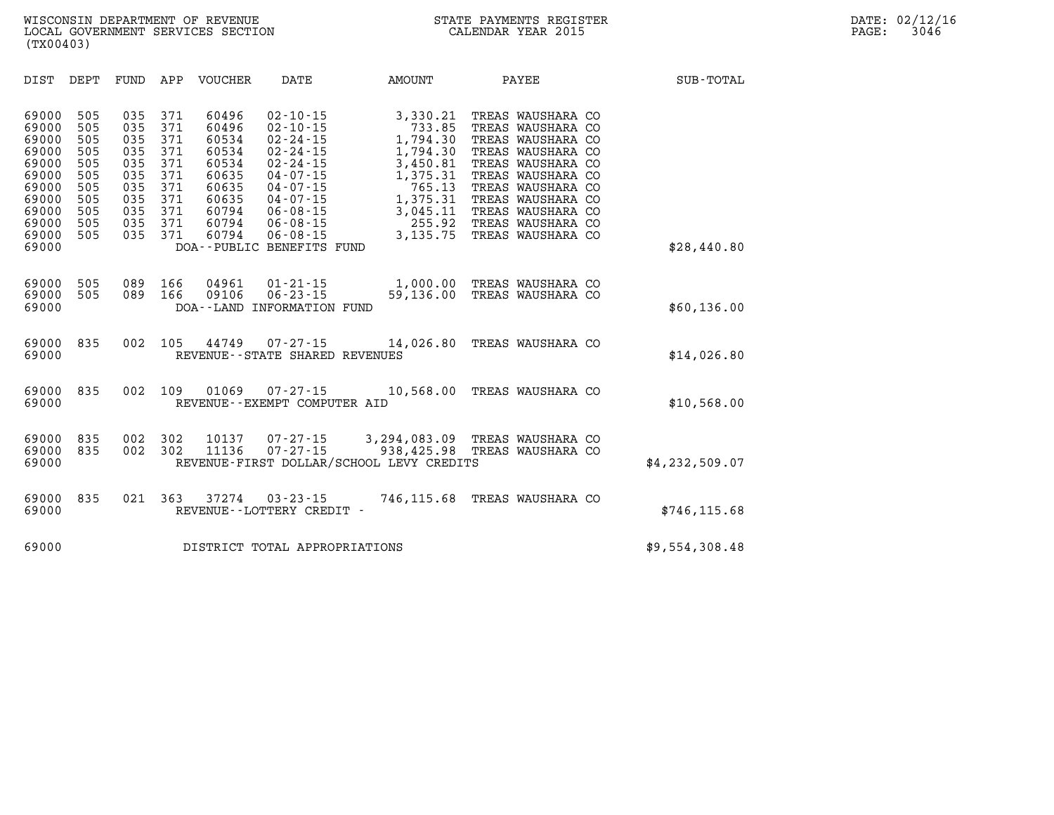WISCONSIN DEPARTMENT OF REVENUE
LOCAL GOVERNMENT SERVICES SECTION
(TX00403)

STATE PAYMENTS REGISTER
CALENDAR YEAR 2015

DATE: 02/12/16

| DIST | DEPT | FUND | APP | VOUCHER | DATE | AMOUNT | PAYEE | SUB-TOTAL |
|---|---|---|---|---|---|---|---|---|
| 69000 | 505 | 035 | 371 | 60496 | 02-10-15 | 3,330.21 | TREAS WAUSHARA CO | |
| 69000 | 505 | 035 | 371 | 60496 | 02-10-15 | 733.85 | TREAS WAUSHARA CO | |
| 69000 | 505 | 035 | 371 | 60534 | 02-24-15 | 1,794.30 | TREAS WAUSHARA CO | |
| 69000 | 505 | 035 | 371 | 60534 | 02-24-15 | 1,794.30 | TREAS WAUSHARA CO | |
| 69000 | 505 | 035 | 371 | 60534 | 02-24-15 | 3,450.81 | TREAS WAUSHARA CO | |
| 69000 | 505 | 035 | 371 | 60635 | 04-07-15 | 1,375.31 | TREAS WAUSHARA CO | |
| 69000 | 505 | 035 | 371 | 60635 | 04-07-15 | 765.13 | TREAS WAUSHARA CO | |
| 69000 | 505 | 035 | 371 | 60635 | 04-07-15 | 1,375.31 | TREAS WAUSHARA CO | |
| 69000 | 505 | 035 | 371 | 60794 | 06-08-15 | 3,045.11 | TREAS WAUSHARA CO | |
| 69000 | 505 | 035 | 371 | 60794 | 06-08-15 | 255.92 | TREAS WAUSHARA CO | |
| 69000 | 505 | 035 | 371 | 60794 | 06-08-15 | 3,135.75 | TREAS WAUSHARA CO | |
| 69000 | | | | DOA--PUBLIC BENEFITS FUND | | | | $28,440.80 |
| 69000 | 505 | 089 | 166 | 04961 | 01-21-15 | 1,000.00 | TREAS WAUSHARA CO | |
| 69000 | 505 | 089 | 166 | 09106 | 06-23-15 | 59,136.00 | TREAS WAUSHARA CO | |
| 69000 | | | | DOA--LAND INFORMATION FUND | | | | $60,136.00 |
| 69000 | 835 | 002 | 105 | 44749 | 07-27-15 | 14,026.80 | TREAS WAUSHARA CO | |
| 69000 | | | | REVENUE--STATE SHARED REVENUES | | | | $14,026.80 |
| 69000 | 835 | 002 | 109 | 01069 | 07-27-15 | 10,568.00 | TREAS WAUSHARA CO | |
| 69000 | | | | REVENUE--EXEMPT COMPUTER AID | | | | $10,568.00 |
| 69000 | 835 | 002 | 302 | 10137 | 07-27-15 | 3,294,083.09 | TREAS WAUSHARA CO | |
| 69000 | 835 | 002 | 302 | 11136 | 07-27-15 | 938,425.98 | TREAS WAUSHARA CO | |
| 69000 | | | | REVENUE-FIRST DOLLAR/SCHOOL LEVY CREDITS | | | | $4,232,509.07 |
| 69000 | 835 | 021 | 363 | 37274 | 03-23-15 | 746,115.68 | TREAS WAUSHARA CO | |
| 69000 | | | | REVENUE--LOTTERY CREDIT - | | | | $746,115.68 |
| 69000 | | | | DISTRICT TOTAL APPROPRIATIONS | | | | $9,554,308.48 |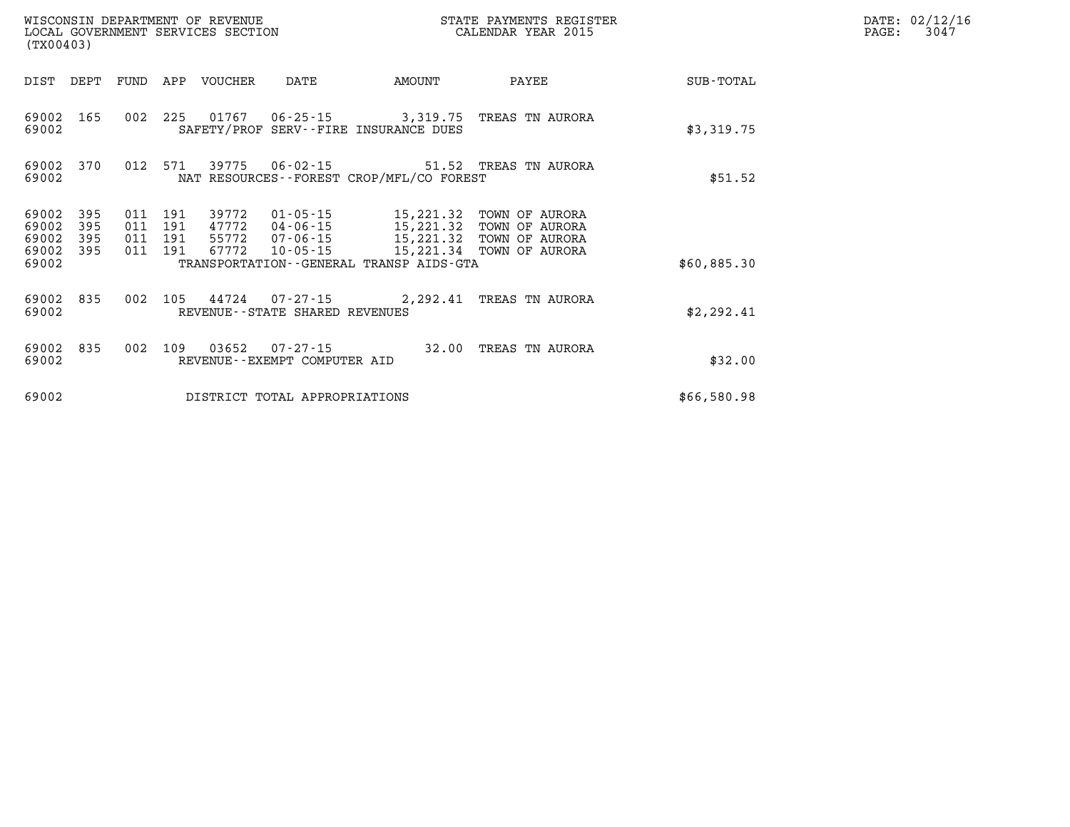WISCONSIN DEPARTMENT OF REVENUE
LOCAL GOVERNMENT SERVICES SECTION
(TX00403)

STATE PAYMENTS REGISTER
CALENDAR YEAR 2015

DATE: 02/12/16
PAGE: 3047

| DIST | DEPT | FUND | APP | VOUCHER | DATE | AMOUNT | PAYEE | SUB-TOTAL |
|---|---|---|---|---|---|---|---|---|
| 69002 | 165 | 002 | 225 | 01767 | 06-25-15 | 3,319.75 | TREAS TN AURORA | |
| 69002 | | | | SAFETY/PROF SERV--FIRE INSURANCE DUES | | | | $3,319.75 |
| 69002 | 370 | 012 | 571 | 39775 | 06-02-15 | 51.52 | TREAS TN AURORA | |
| 69002 | | | | NAT RESOURCES--FOREST CROP/MFL/CO FOREST | | | | $51.52 |
| 69002 | 395 | 011 | 191 | 39772 | 01-05-15 | 15,221.32 | TOWN OF AURORA | |
| 69002 | 395 | 011 | 191 | 47772 | 04-06-15 | 15,221.32 | TOWN OF AURORA | |
| 69002 | 395 | 011 | 191 | 55772 | 07-06-15 | 15,221.32 | TOWN OF AURORA | |
| 69002 | 395 | 011 | 191 | 67772 | 10-05-15 | 15,221.34 | TOWN OF AURORA | |
| 69002 | | | | TRANSPORTATION--GENERAL TRANSP AIDS-GTA | | | | $60,885.30 |
| 69002 | 835 | 002 | 105 | 44724 | 07-27-15 | 2,292.41 | TREAS TN AURORA | |
| 69002 | | | | REVENUE--STATE SHARED REVENUES | | | | $2,292.41 |
| 69002 | 835 | 002 | 109 | 03652 | 07-27-15 | 32.00 | TREAS TN AURORA | |
| 69002 | | | | REVENUE--EXEMPT COMPUTER AID | | | | $32.00 |
| 69002 | | | | DISTRICT TOTAL APPROPRIATIONS | | | | $66,580.98 |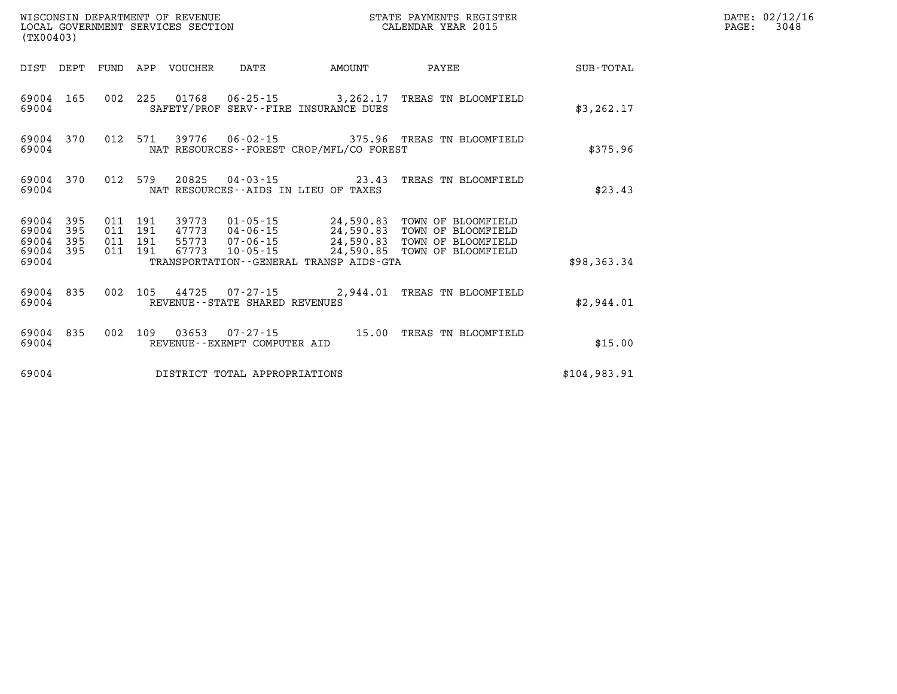WISCONSIN DEPARTMENT OF REVENUE
LOCAL GOVERNMENT SERVICES SECTION
(TX00403)

STATE PAYMENTS REGISTER
CALENDAR YEAR 2015

DATE: 02/12/16
PAGE: 3048

| DIST | DEPT | FUND | APP | VOUCHER | DATE | AMOUNT | PAYEE | SUB-TOTAL |
|---|---|---|---|---|---|---|---|---|
| 69004 | 165 | 002 | 225 | 01768 | 06-25-15 | 3,262.17 | TREAS TN BLOOMFIELD | |
| 69004 | | | | SAFETY/PROF SERV--FIRE INSURANCE DUES | | | | $3,262.17 |
| 69004 | 370 | 012 | 571 | 39776 | 06-02-15 | 375.96 | TREAS TN BLOOMFIELD | |
| 69004 | | | | NAT RESOURCES--FOREST CROP/MFL/CO FOREST | | | | $375.96 |
| 69004 | 370 | 012 | 579 | 20825 | 04-03-15 | 23.43 | TREAS TN BLOOMFIELD | |
| 69004 | | | | NAT RESOURCES--AIDS IN LIEU OF TAXES | | | | $23.43 |
| 69004 | 395 | 011 | 191 | 39773 | 01-05-15 | 24,590.83 | TOWN OF BLOOMFIELD | |
| 69004 | 395 | 011 | 191 | 47773 | 04-06-15 | 24,590.83 | TOWN OF BLOOMFIELD | |
| 69004 | 395 | 011 | 191 | 55773 | 07-06-15 | 24,590.83 | TOWN OF BLOOMFIELD | |
| 69004 | 395 | 011 | 191 | 67773 | 10-05-15 | 24,590.85 | TOWN OF BLOOMFIELD | |
| 69004 | | | | TRANSPORTATION--GENERAL TRANSP AIDS-GTA | | | | $98,363.34 |
| 69004 | 835 | 002 | 105 | 44725 | 07-27-15 | 2,944.01 | TREAS TN BLOOMFIELD | |
| 69004 | | | | REVENUE--STATE SHARED REVENUES | | | | $2,944.01 |
| 69004 | 835 | 002 | 109 | 03653 | 07-27-15 | 15.00 | TREAS TN BLOOMFIELD | |
| 69004 | | | | REVENUE--EXEMPT COMPUTER AID | | | | $15.00 |
| 69004 | | | | DISTRICT TOTAL APPROPRIATIONS | | | | $104,983.91 |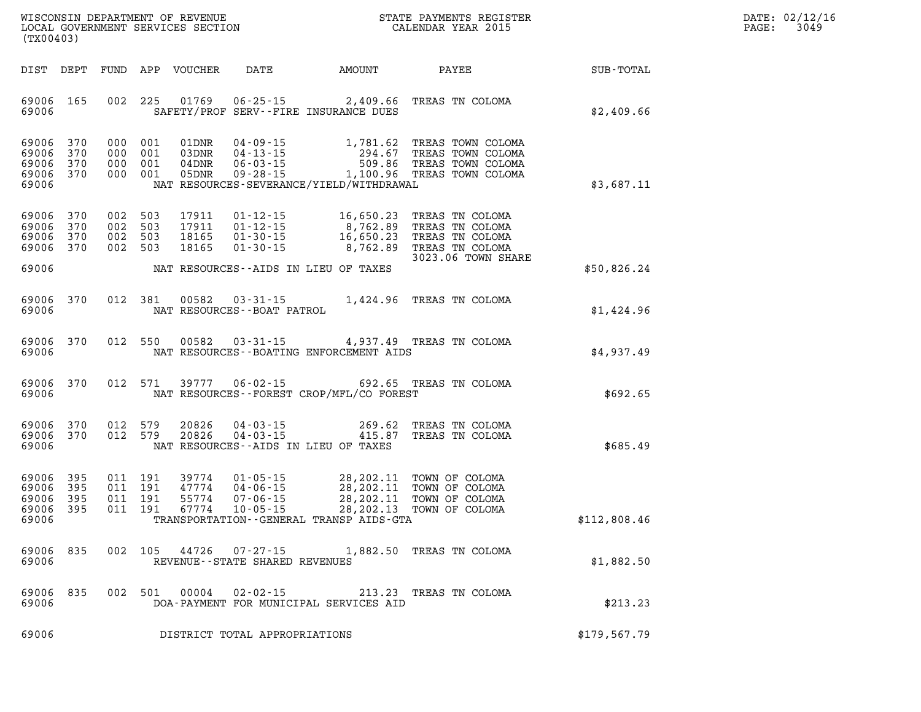WISCONSIN DEPARTMENT OF REVENUE
LOCAL GOVERNMENT SERVICES SECTION
(TX00403)

STATE PAYMENTS REGISTER
CALENDAR YEAR 2015

DATE: 02/12/16
PAGE: 3049

| DIST | DEPT | FUND | APP | VOUCHER | DATE | AMOUNT | PAYEE | SUB-TOTAL |
|---|---|---|---|---|---|---|---|---|
| 69006 | 165 | 002 | 225 | 01769 | 06-25-15 | 2,409.66 | TREAS TN COLOMA | |
| 69006 | | | | | SAFETY/PROF SERV--FIRE INSURANCE DUES | | | $2,409.66 |
| 69006 | 370 | 000 | 001 | 01DNR | 04-09-15 | 1,781.62 | TREAS TOWN COLOMA | |
| 69006 | 370 | 000 | 001 | 03DNR | 04-13-15 | 294.67 | TREAS TOWN COLOMA | |
| 69006 | 370 | 000 | 001 | 04DNR | 06-03-15 | 509.86 | TREAS TOWN COLOMA | |
| 69006 | 370 | 000 | 001 | 05DNR | 09-28-15 | 1,100.96 | TREAS TOWN COLOMA | |
| 69006 | | | | | NAT RESOURCES-SEVERANCE/YIELD/WITHDRAWAL | | | $3,687.11 |
| 69006 | 370 | 002 | 503 | 17911 | 01-12-15 | 16,650.23 | TREAS TN COLOMA | |
| 69006 | 370 | 002 | 503 | 17911 | 01-12-15 | 8,762.89 | TREAS TN COLOMA | |
| 69006 | 370 | 002 | 503 | 18165 | 01-30-15 | 16,650.23 | TREAS TN COLOMA | |
| 69006 | 370 | 002 | 503 | 18165 | 01-30-15 | 8,762.89 | TREAS TN COLOMA<br>3023.06 TOWN SHARE | |
| 69006 | | | | | NAT RESOURCES--AIDS IN LIEU OF TAXES | | | $50,826.24 |
| 69006 | 370 | 012 | 381 | 00582 | 03-31-15 | 1,424.96 | TREAS TN COLOMA | |
| 69006 | | | | | NAT RESOURCES--BOAT PATROL | | | $1,424.96 |
| 69006 | 370 | 012 | 550 | 00582 | 03-31-15 | 4,937.49 | TREAS TN COLOMA | |
| 69006 | | | | | NAT RESOURCES--BOATING ENFORCEMENT AIDS | | | $4,937.49 |
| 69006 | 370 | 012 | 571 | 39777 | 06-02-15 | 692.65 | TREAS TN COLOMA | |
| 69006 | | | | | NAT RESOURCES--FOREST CROP/MFL/CO FOREST | | | $692.65 |
| 69006 | 370 | 012 | 579 | 20826 | 04-03-15 | 269.62 | TREAS TN COLOMA | |
| 69006 | 370 | 012 | 579 | 20826 | 04-03-15 | 415.87 | TREAS TN COLOMA | |
| 69006 | | | | | NAT RESOURCES--AIDS IN LIEU OF TAXES | | | $685.49 |
| 69006 | 395 | 011 | 191 | 39774 | 01-05-15 | 28,202.11 | TOWN OF COLOMA | |
| 69006 | 395 | 011 | 191 | 47774 | 04-06-15 | 28,202.11 | TOWN OF COLOMA | |
| 69006 | 395 | 011 | 191 | 55774 | 07-06-15 | 28,202.11 | TOWN OF COLOMA | |
| 69006 | 395 | 011 | 191 | 67774 | 10-05-15 | 28,202.13 | TOWN OF COLOMA | |
| 69006 | | | | | TRANSPORTATION--GENERAL TRANSP AIDS-GTA | | | $112,808.46 |
| 69006 | 835 | 002 | 105 | 44726 | 07-27-15 | 1,882.50 | TREAS TN COLOMA | |
| 69006 | | | | | REVENUE--STATE SHARED REVENUES | | | $1,882.50 |
| 69006 | 835 | 002 | 501 | 00004 | 02-02-15 | 213.23 | TREAS TN COLOMA | |
| 69006 | | | | | DOA-PAYMENT FOR MUNICIPAL SERVICES AID | | | $213.23 |
| 69006 | | | | | DISTRICT TOTAL APPROPRIATIONS | | | $179,567.79 |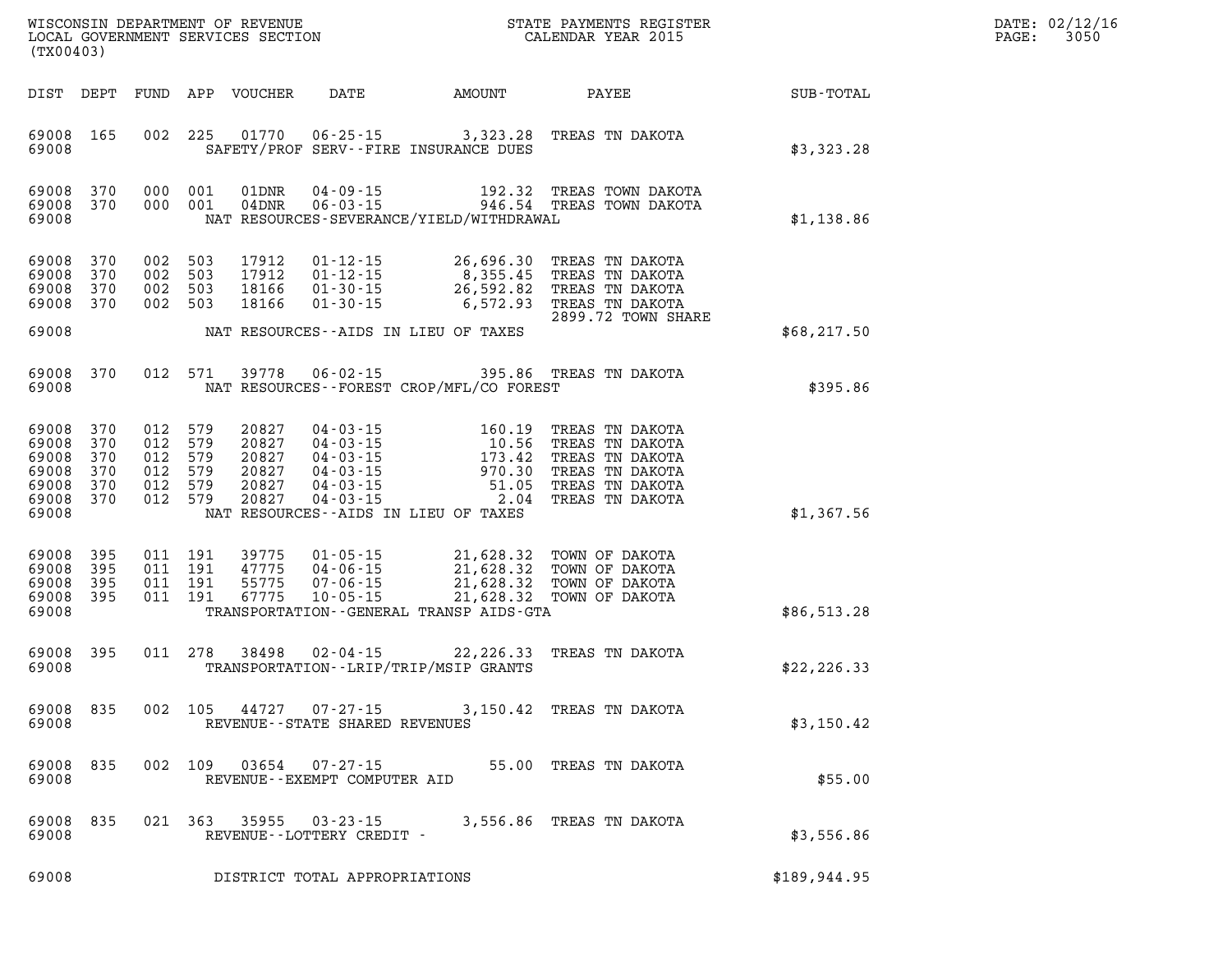WISCONSIN DEPARTMENT OF REVENUE
LOCAL GOVERNMENT SERVICES SECTION
(TX00403)

STATE PAYMENTS REGISTER
CALENDAR YEAR 2015

DATE: 02/12/16
PAGE: 3050

| DIST | DEPT | FUND | APP | VOUCHER | DATE | AMOUNT | PAYEE | SUB-TOTAL |
|---|---|---|---|---|---|---|---|---|
| 69008 | 165 | 002 | 225 | 01770 | 06-25-15 | 3,323.28 | TREAS TN DAKOTA | |
| 69008 | | | | | SAFETY/PROF SERV--FIRE INSURANCE DUES | | | $3,323.28 |
| 69008 | 370 | 000 | 001 | 01DNR | 04-09-15 | 192.32 | TREAS TOWN DAKOTA | |
| 69008 | 370 | 000 | 001 | 04DNR | 06-03-15 | 946.54 | TREAS TOWN DAKOTA | |
| 69008 | | | | | NAT RESOURCES-SEVERANCE/YIELD/WITHDRAWAL | | | $1,138.86 |
| 69008 | 370 | 002 | 503 | 17912 | 01-12-15 | 26,696.30 | TREAS TN DAKOTA | |
| 69008 | 370 | 002 | 503 | 17912 | 01-12-15 | 8,355.45 | TREAS TN DAKOTA | |
| 69008 | 370 | 002 | 503 | 18166 | 01-30-15 | 26,592.82 | TREAS TN DAKOTA | |
| 69008 | 370 | 002 | 503 | 18166 | 01-30-15 | 6,572.93 | TREAS TN DAKOTA 2899.72 TOWN SHARE | |
| 69008 | | | | | NAT RESOURCES--AIDS IN LIEU OF TAXES | | | $68,217.50 |
| 69008 | 370 | 012 | 571 | 39778 | 06-02-15 | 395.86 | TREAS TN DAKOTA | |
| 69008 | | | | | NAT RESOURCES--FOREST CROP/MFL/CO FOREST | | | $395.86 |
| 69008 | 370 | 012 | 579 | 20827 | 04-03-15 | 160.19 | TREAS TN DAKOTA | |
| 69008 | 370 | 012 | 579 | 20827 | 04-03-15 | 10.56 | TREAS TN DAKOTA | |
| 69008 | 370 | 012 | 579 | 20827 | 04-03-15 | 173.42 | TREAS TN DAKOTA | |
| 69008 | 370 | 012 | 579 | 20827 | 04-03-15 | 970.30 | TREAS TN DAKOTA | |
| 69008 | 370 | 012 | 579 | 20827 | 04-03-15 | 51.05 | TREAS TN DAKOTA | |
| 69008 | 370 | 012 | 579 | 20827 | 04-03-15 | 2.04 | TREAS TN DAKOTA | |
| 69008 | | | | | NAT RESOURCES--AIDS IN LIEU OF TAXES | | | $1,367.56 |
| 69008 | 395 | 011 | 191 | 39775 | 01-05-15 | 21,628.32 | TOWN OF DAKOTA | |
| 69008 | 395 | 011 | 191 | 47775 | 04-06-15 | 21,628.32 | TOWN OF DAKOTA | |
| 69008 | 395 | 011 | 191 | 55775 | 07-06-15 | 21,628.32 | TOWN OF DAKOTA | |
| 69008 | 395 | 011 | 191 | 67775 | 10-05-15 | 21,628.32 | TOWN OF DAKOTA | |
| 69008 | | | | | TRANSPORTATION--GENERAL TRANSP AIDS-GTA | | | $86,513.28 |
| 69008 | 395 | 011 | 278 | 38498 | 02-04-15 | 22,226.33 | TREAS TN DAKOTA | |
| 69008 | | | | | TRANSPORTATION--LRIP/TRIP/MSIP GRANTS | | | $22,226.33 |
| 69008 | 835 | 002 | 105 | 44727 | 07-27-15 | 3,150.42 | TREAS TN DAKOTA | |
| 69008 | | | | | REVENUE--STATE SHARED REVENUES | | | $3,150.42 |
| 69008 | 835 | 002 | 109 | 03654 | 07-27-15 | 55.00 | TREAS TN DAKOTA | |
| 69008 | | | | | REVENUE--EXEMPT COMPUTER AID | | | $55.00 |
| 69008 | 835 | 021 | 363 | 35955 | 03-23-15 | 3,556.86 | TREAS TN DAKOTA | |
| 69008 | | | | | REVENUE--LOTTERY CREDIT - | | | $3,556.86 |
| 69008 | | | | | DISTRICT TOTAL APPROPRIATIONS | | | $189,944.95 |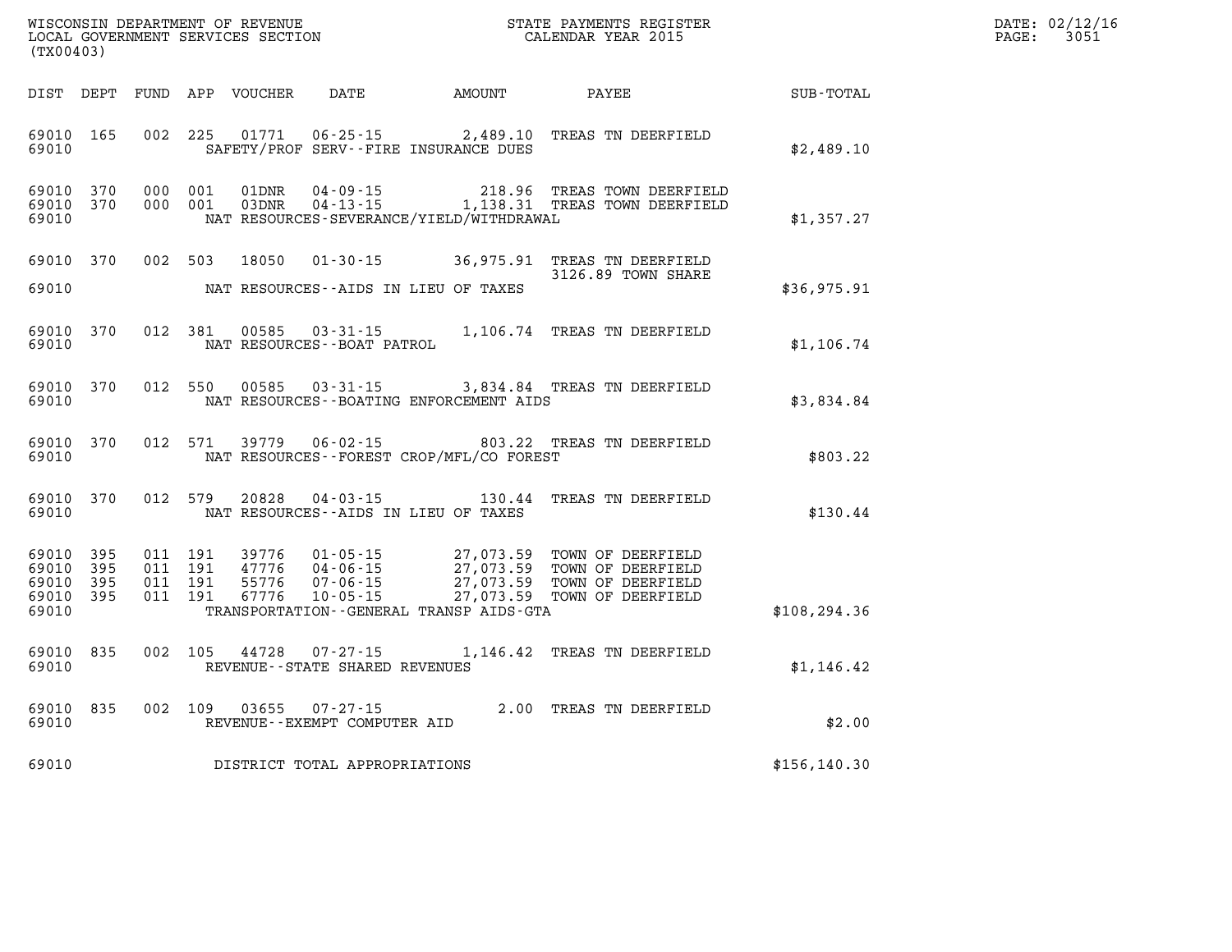WISCONSIN DEPARTMENT OF REVENUE
LOCAL GOVERNMENT SERVICES SECTION
(TX00403)

STATE PAYMENTS REGISTER
CALENDAR YEAR 2015

DATE: 02/12/16
PAGE: 3051

| DIST | DEPT | FUND | APP | VOUCHER | DATE | AMOUNT | PAYEE | SUB-TOTAL |
|---|---|---|---|---|---|---|---|---|
| 69010 | 165 | 002 | 225 | 01771 | 06-25-15 | 2,489.10 | TREAS TN DEERFIELD | |
| 69010 | | | | SAFETY/PROF SERV--FIRE INSURANCE DUES | | | | $2,489.10 |
| 69010 | 370 | 000 | 001 | 01DNR | 04-09-15 | 218.96 | TREAS TOWN DEERFIELD | |
| 69010 | 370 | 000 | 001 | 03DNR | 04-13-15 | 1,138.31 | TREAS TOWN DEERFIELD | |
| 69010 | | | | NAT RESOURCES-SEVERANCE/YIELD/WITHDRAWAL | | | | $1,357.27 |
| 69010 | 370 | 002 | 503 | 18050 | 01-30-15 | 36,975.91 | TREAS TN DEERFIELD 3126.89 TOWN SHARE | |
| 69010 | | | | NAT RESOURCES--AIDS IN LIEU OF TAXES | | | | $36,975.91 |
| 69010 | 370 | 012 | 381 | 00585 | 03-31-15 | 1,106.74 | TREAS TN DEERFIELD | |
| 69010 | | | | NAT RESOURCES--BOAT PATROL | | | | $1,106.74 |
| 69010 | 370 | 012 | 550 | 00585 | 03-31-15 | 3,834.84 | TREAS TN DEERFIELD | |
| 69010 | | | | NAT RESOURCES--BOATING ENFORCEMENT AIDS | | | | $3,834.84 |
| 69010 | 370 | 012 | 571 | 39779 | 06-02-15 | 803.22 | TREAS TN DEERFIELD | |
| 69010 | | | | NAT RESOURCES--FOREST CROP/MFL/CO FOREST | | | | $803.22 |
| 69010 | 370 | 012 | 579 | 20828 | 04-03-15 | 130.44 | TREAS TN DEERFIELD | |
| 69010 | | | | NAT RESOURCES--AIDS IN LIEU OF TAXES | | | | $130.44 |
| 69010 | 395 | 011 | 191 | 39776 | 01-05-15 | 27,073.59 | TOWN OF DEERFIELD | |
| 69010 | 395 | 011 | 191 | 47776 | 04-06-15 | 27,073.59 | TOWN OF DEERFIELD | |
| 69010 | 395 | 011 | 191 | 55776 | 07-06-15 | 27,073.59 | TOWN OF DEERFIELD | |
| 69010 | 395 | 011 | 191 | 67776 | 10-05-15 | 27,073.59 | TOWN OF DEERFIELD | |
| 69010 | | | | TRANSPORTATION--GENERAL TRANSP AIDS-GTA | | | | $108,294.36 |
| 69010 | 835 | 002 | 105 | 44728 | 07-27-15 | 1,146.42 | TREAS TN DEERFIELD | |
| 69010 | | | | REVENUE--STATE SHARED REVENUES | | | | $1,146.42 |
| 69010 | 835 | 002 | 109 | 03655 | 07-27-15 | 2.00 | TREAS TN DEERFIELD | |
| 69010 | | | | REVENUE--EXEMPT COMPUTER AID | | | | $2.00 |
| 69010 | | | | DISTRICT TOTAL APPROPRIATIONS | | | | $156,140.30 |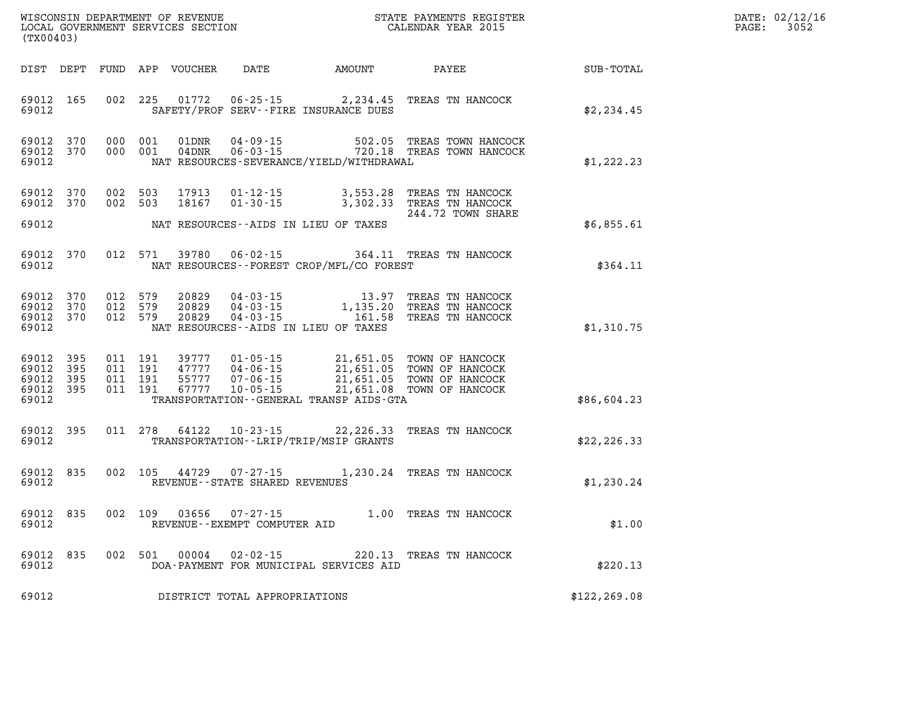WISCONSIN DEPARTMENT OF REVENUE
LOCAL GOVERNMENT SERVICES SECTION
(TX00403)

STATE PAYMENTS REGISTER
CALENDAR YEAR 2015

DATE: 02/12/16
PAGE: 3052

| DIST | DEPT | FUND | APP | VOUCHER | DATE | AMOUNT | PAYEE | SUB-TOTAL |
|---|---|---|---|---|---|---|---|---|
| 69012 | 165 | 002 | 225 | 01772 | 06-25-15 | 2,234.45 | TREAS TN HANCOCK | |
| 69012 | | | | | SAFETY/PROF SERV--FIRE INSURANCE DUES | | | $2,234.45 |
| 69012 | 370 | 000 | 001 | 01DNR | 04-09-15 | 502.05 | TREAS TOWN HANCOCK | |
| 69012 | 370 | 000 | 001 | 04DNR | 06-03-15 | 720.18 | TREAS TOWN HANCOCK | |
| 69012 | | | | | NAT RESOURCES-SEVERANCE/YIELD/WITHDRAWAL | | | $1,222.23 |
| 69012 | 370 | 002 | 503 | 17913 | 01-12-15 | 3,553.28 | TREAS TN HANCOCK | |
| 69012 | 370 | 002 | 503 | 18167 | 01-30-15 | 3,302.33 | TREAS TN HANCOCK 244.72 TOWN SHARE | |
| 69012 | | | | | NAT RESOURCES--AIDS IN LIEU OF TAXES | | | $6,855.61 |
| 69012 | 370 | 012 | 571 | 39780 | 06-02-15 | 364.11 | TREAS TN HANCOCK | |
| 69012 | | | | | NAT RESOURCES--FOREST CROP/MFL/CO FOREST | | | $364.11 |
| 69012 | 370 | 012 | 579 | 20829 | 04-03-15 | 13.97 | TREAS TN HANCOCK | |
| 69012 | 370 | 012 | 579 | 20829 | 04-03-15 | 1,135.20 | TREAS TN HANCOCK | |
| 69012 | 370 | 012 | 579 | 20829 | 04-03-15 | 161.58 | TREAS TN HANCOCK | |
| 69012 | | | | | NAT RESOURCES--AIDS IN LIEU OF TAXES | | | $1,310.75 |
| 69012 | 395 | 011 | 191 | 39777 | 01-05-15 | 21,651.05 | TOWN OF HANCOCK | |
| 69012 | 395 | 011 | 191 | 47777 | 04-06-15 | 21,651.05 | TOWN OF HANCOCK | |
| 69012 | 395 | 011 | 191 | 55777 | 07-06-15 | 21,651.05 | TOWN OF HANCOCK | |
| 69012 | 395 | 011 | 191 | 67777 | 10-05-15 | 21,651.08 | TOWN OF HANCOCK | |
| 69012 | | | | | TRANSPORTATION--GENERAL TRANSP AIDS-GTA | | | $86,604.23 |
| 69012 | 395 | 011 | 278 | 64122 | 10-23-15 | 22,226.33 | TREAS TN HANCOCK | |
| 69012 | | | | | TRANSPORTATION--LRIP/TRIP/MSIP GRANTS | | | $22,226.33 |
| 69012 | 835 | 002 | 105 | 44729 | 07-27-15 | 1,230.24 | TREAS TN HANCOCK | |
| 69012 | | | | | REVENUE--STATE SHARED REVENUES | | | $1,230.24 |
| 69012 | 835 | 002 | 109 | 03656 | 07-27-15 | 1.00 | TREAS TN HANCOCK | |
| 69012 | | | | | REVENUE--EXEMPT COMPUTER AID | | | $1.00 |
| 69012 | 835 | 002 | 501 | 00004 | 02-02-15 | 220.13 | TREAS TN HANCOCK | |
| 69012 | | | | | DOA-PAYMENT FOR MUNICIPAL SERVICES AID | | | $220.13 |
| 69012 | | | | | DISTRICT TOTAL APPROPRIATIONS | | | $122,269.08 |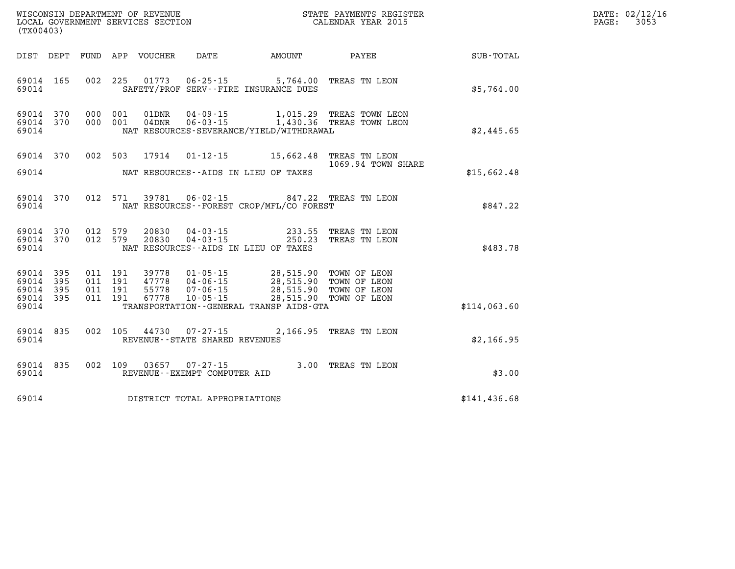WISCONSIN DEPARTMENT OF REVENUE
LOCAL GOVERNMENT SERVICES SECTION
(TX00403)

STATE PAYMENTS REGISTER
CALENDAR YEAR 2015

DATE: 02/12/16
PAGE: 3053

| DIST | DEPT | FUND | APP | VOUCHER | DATE | AMOUNT | PAYEE | SUB-TOTAL |
|---|---|---|---|---|---|---|---|---|
| 69014 | 165 | 002 | 225 | 01773 | 06-25-15 | 5,764.00 | TREAS TN LEON | |
| 69014 | | | | SAFETY/PROF SERV--FIRE INSURANCE DUES | | | | $5,764.00 |
| 69014 | 370 | 000 | 001 | 01DNR | 04-09-15 | 1,015.29 | TREAS TOWN LEON | |
| 69014 | 370 | 000 | 001 | 04DNR | 06-03-15 | 1,430.36 | TREAS TOWN LEON | |
| 69014 | | | | NAT RESOURCES-SEVERANCE/YIELD/WITHDRAWAL | | | | $2,445.65 |
| 69014 | 370 | 002 | 503 | 17914 | 01-12-15 | 15,662.48 | TREAS TN LEON 1069.94 TOWN SHARE | |
| 69014 | | | | NAT RESOURCES--AIDS IN LIEU OF TAXES | | | | $15,662.48 |
| 69014 | 370 | 012 | 571 | 39781 | 06-02-15 | 847.22 | TREAS TN LEON | |
| 69014 | | | | NAT RESOURCES--FOREST CROP/MFL/CO FOREST | | | | $847.22 |
| 69014 | 370 | 012 | 579 | 20830 | 04-03-15 | 233.55 | TREAS TN LEON | |
| 69014 | 370 | 012 | 579 | 20830 | 04-03-15 | 250.23 | TREAS TN LEON | |
| 69014 | | | | NAT RESOURCES--AIDS IN LIEU OF TAXES | | | | $483.78 |
| 69014 | 395 | 011 | 191 | 39778 | 01-05-15 | 28,515.90 | TOWN OF LEON | |
| 69014 | 395 | 011 | 191 | 47778 | 04-06-15 | 28,515.90 | TOWN OF LEON | |
| 69014 | 395 | 011 | 191 | 55778 | 07-06-15 | 28,515.90 | TOWN OF LEON | |
| 69014 | 395 | 011 | 191 | 67778 | 10-05-15 | 28,515.90 | TOWN OF LEON | |
| 69014 | | | | TRANSPORTATION--GENERAL TRANSP AIDS-GTA | | | | $114,063.60 |
| 69014 | 835 | 002 | 105 | 44730 | 07-27-15 | 2,166.95 | TREAS TN LEON | |
| 69014 | | | | REVENUE--STATE SHARED REVENUES | | | | $2,166.95 |
| 69014 | 835 | 002 | 109 | 03657 | 07-27-15 | 3.00 | TREAS TN LEON | |
| 69014 | | | | REVENUE--EXEMPT COMPUTER AID | | | | $3.00 |
| 69014 | | | | DISTRICT TOTAL APPROPRIATIONS | | | | $141,436.68 |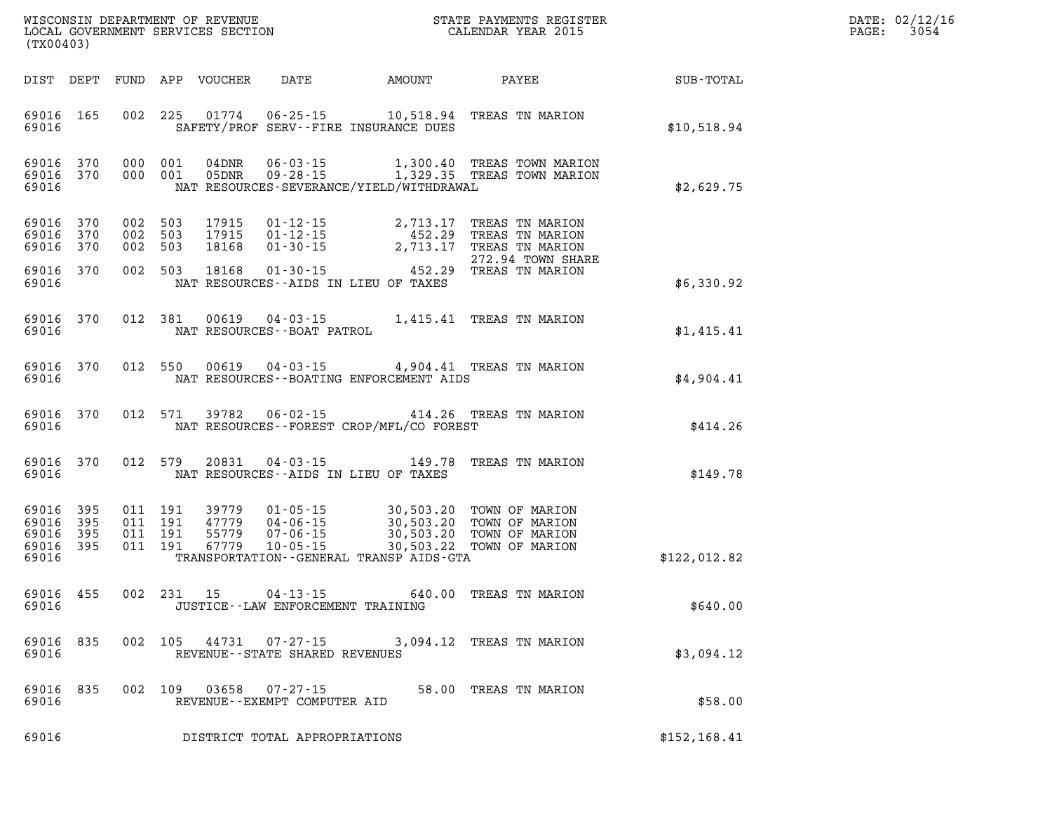WISCONSIN DEPARTMENT OF REVENUE
LOCAL GOVERNMENT SERVICES SECTION
(TX00403)

STATE PAYMENTS REGISTER
CALENDAR YEAR 2015

DATE: 02/12/16
PAGE: 3054

| DIST | DEPT | FUND | APP | VOUCHER | DATE | AMOUNT | PAYEE | SUB-TOTAL |
|---|---|---|---|---|---|---|---|---|
| 69016 | 165 | 002 | 225 | 01774 | 06-25-15 | 10,518.94 | TREAS TN MARION | |
| 69016 | | | | SAFETY/PROF SERV--FIRE INSURANCE DUES | | | | $10,518.94 |
| 69016 | 370 | 000 | 001 | 04DNR | 06-03-15 | 1,300.40 | TREAS TOWN MARION | |
| 69016 | 370 | 000 | 001 | 05DNR | 09-28-15 | 1,329.35 | TREAS TOWN MARION | |
| 69016 | | | | NAT RESOURCES-SEVERANCE/YIELD/WITHDRAWAL | | | | $2,629.75 |
| 69016 | 370 | 002 | 503 | 17915 | 01-12-15 | 2,713.17 | TREAS TN MARION | |
| 69016 | 370 | 002 | 503 | 17915 | 01-12-15 | 452.29 | TREAS TN MARION | |
| 69016 | 370 | 002 | 503 | 18168 | 01-30-15 | 2,713.17 | TREAS TN MARION 272.94 TOWN SHARE | |
| 69016 | 370 | 002 | 503 | 18168 | 01-30-15 | 452.29 | TREAS TN MARION | |
| 69016 | | | | NAT RESOURCES--AIDS IN LIEU OF TAXES | | | | $6,330.92 |
| 69016 | 370 | 012 | 381 | 00619 | 04-03-15 | 1,415.41 | TREAS TN MARION | |
| 69016 | | | | NAT RESOURCES--BOAT PATROL | | | | $1,415.41 |
| 69016 | 370 | 012 | 550 | 00619 | 04-03-15 | 4,904.41 | TREAS TN MARION | |
| 69016 | | | | NAT RESOURCES--BOATING ENFORCEMENT AIDS | | | | $4,904.41 |
| 69016 | 370 | 012 | 571 | 39782 | 06-02-15 | 414.26 | TREAS TN MARION | |
| 69016 | | | | NAT RESOURCES--FOREST CROP/MFL/CO FOREST | | | | $414.26 |
| 69016 | 370 | 012 | 579 | 20831 | 04-03-15 | 149.78 | TREAS TN MARION | |
| 69016 | | | | NAT RESOURCES--AIDS IN LIEU OF TAXES | | | | $149.78 |
| 69016 | 395 | 011 | 191 | 39779 | 01-05-15 | 30,503.20 | TOWN OF MARION | |
| 69016 | 395 | 011 | 191 | 47779 | 04-06-15 | 30,503.20 | TOWN OF MARION | |
| 69016 | 395 | 011 | 191 | 55779 | 07-06-15 | 30,503.20 | TOWN OF MARION | |
| 69016 | 395 | 011 | 191 | 67779 | 10-05-15 | 30,503.22 | TOWN OF MARION | |
| 69016 | | | | TRANSPORTATION--GENERAL TRANSP AIDS-GTA | | | | $122,012.82 |
| 69016 | 455 | 002 | 231 | 15 | 04-13-15 | 640.00 | TREAS TN MARION | |
| 69016 | | | | JUSTICE--LAW ENFORCEMENT TRAINING | | | | $640.00 |
| 69016 | 835 | 002 | 105 | 44731 | 07-27-15 | 3,094.12 | TREAS TN MARION | |
| 69016 | | | | REVENUE--STATE SHARED REVENUES | | | | $3,094.12 |
| 69016 | 835 | 002 | 109 | 03658 | 07-27-15 | 58.00 | TREAS TN MARION | |
| 69016 | | | | REVENUE--EXEMPT COMPUTER AID | | | | $58.00 |
| 69016 | | | | DISTRICT TOTAL APPROPRIATIONS | | | | $152,168.41 |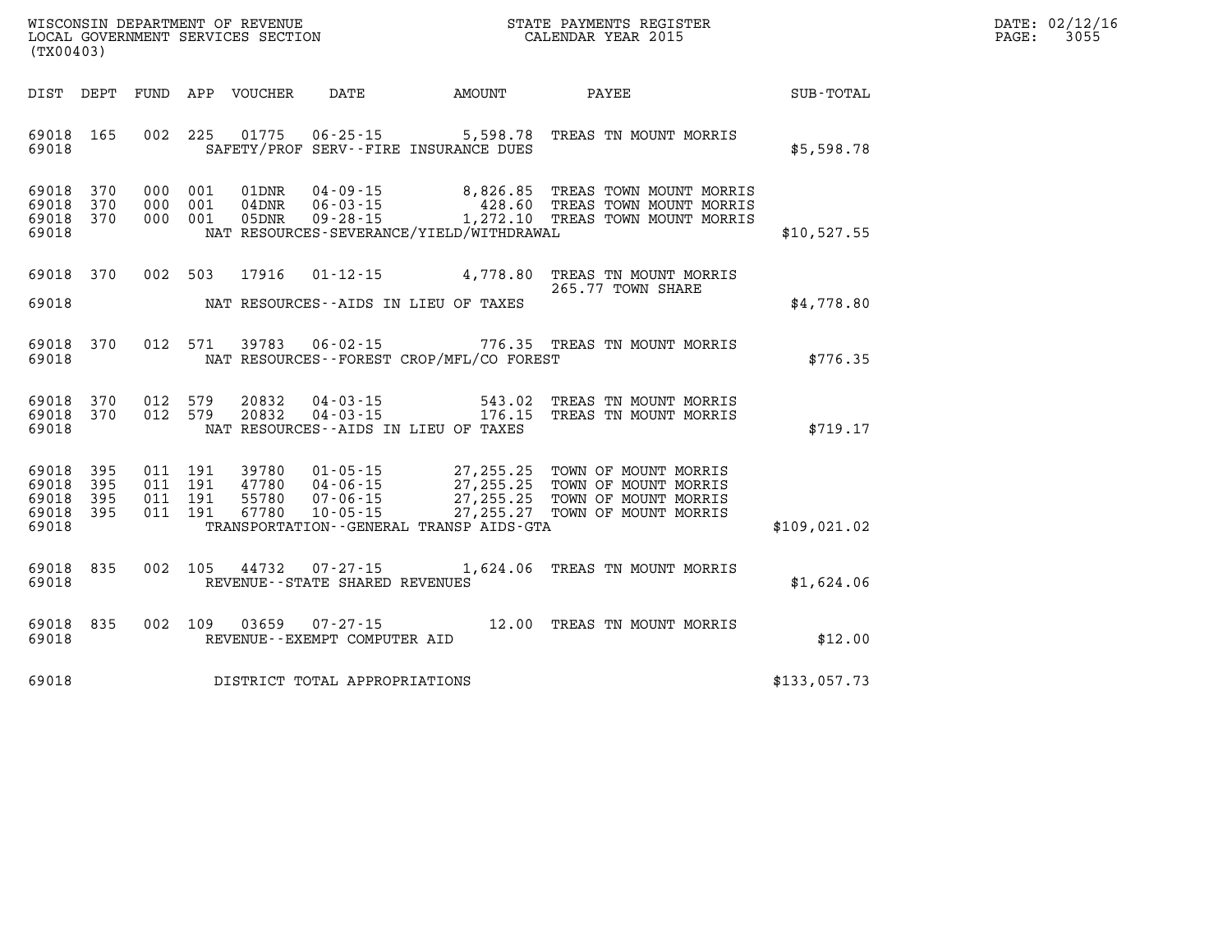WISCONSIN DEPARTMENT OF REVENUE
LOCAL GOVERNMENT SERVICES SECTION
(TX00403)

STATE PAYMENTS REGISTER
CALENDAR YEAR 2015

DATE: 02/12/16
PAGE: 3055

| DIST | DEPT | FUND | APP | VOUCHER | DATE | AMOUNT | PAYEE | SUB-TOTAL |
|---|---|---|---|---|---|---|---|---|
| 69018 | 165 | 002 | 225 | 01775 | 06-25-15 | 5,598.78 | TREAS TN MOUNT MORRIS | |
| 69018 | | | | SAFETY/PROF SERV--FIRE INSURANCE DUES | | | | $5,598.78 |
| 69018 | 370 | 000 | 001 | 01DNR | 04-09-15 | 8,826.85 | TREAS TOWN MOUNT MORRIS | |
| 69018 | 370 | 000 | 001 | 04DNR | 06-03-15 | 428.60 | TREAS TOWN MOUNT MORRIS | |
| 69018 | 370 | 000 | 001 | 05DNR | 09-28-15 | 1,272.10 | TREAS TOWN MOUNT MORRIS | |
| 69018 | | | | NAT RESOURCES-SEVERANCE/YIELD/WITHDRAWAL | | | | $10,527.55 |
| 69018 | 370 | 002 | 503 | 17916 | 01-12-15 | 4,778.80 | TREAS TN MOUNT MORRIS 265.77 TOWN SHARE | |
| 69018 | | | | NAT RESOURCES--AIDS IN LIEU OF TAXES | | | | $4,778.80 |
| 69018 | 370 | 012 | 571 | 39783 | 06-02-15 | 776.35 | TREAS TN MOUNT MORRIS | |
| 69018 | | | | NAT RESOURCES--FOREST CROP/MFL/CO FOREST | | | | $776.35 |
| 69018 | 370 | 012 | 579 | 20832 | 04-03-15 | 543.02 | TREAS TN MOUNT MORRIS | |
| 69018 | 370 | 012 | 579 | 20832 | 04-03-15 | 176.15 | TREAS TN MOUNT MORRIS | |
| 69018 | | | | NAT RESOURCES--AIDS IN LIEU OF TAXES | | | | $719.17 |
| 69018 | 395 | 011 | 191 | 39780 | 01-05-15 | 27,255.25 | TOWN OF MOUNT MORRIS | |
| 69018 | 395 | 011 | 191 | 47780 | 04-06-15 | 27,255.25 | TOWN OF MOUNT MORRIS | |
| 69018 | 395 | 011 | 191 | 55780 | 07-06-15 | 27,255.25 | TOWN OF MOUNT MORRIS | |
| 69018 | 395 | 011 | 191 | 67780 | 10-05-15 | 27,255.27 | TOWN OF MOUNT MORRIS | |
| 69018 | | | | TRANSPORTATION--GENERAL TRANSP AIDS-GTA | | | | $109,021.02 |
| 69018 | 835 | 002 | 105 | 44732 | 07-27-15 | 1,624.06 | TREAS TN MOUNT MORRIS | |
| 69018 | | | | REVENUE--STATE SHARED REVENUES | | | | $1,624.06 |
| 69018 | 835 | 002 | 109 | 03659 | 07-27-15 | 12.00 | TREAS TN MOUNT MORRIS | |
| 69018 | | | | REVENUE--EXEMPT COMPUTER AID | | | | $12.00 |
| 69018 | | | | DISTRICT TOTAL APPROPRIATIONS | | | | $133,057.73 |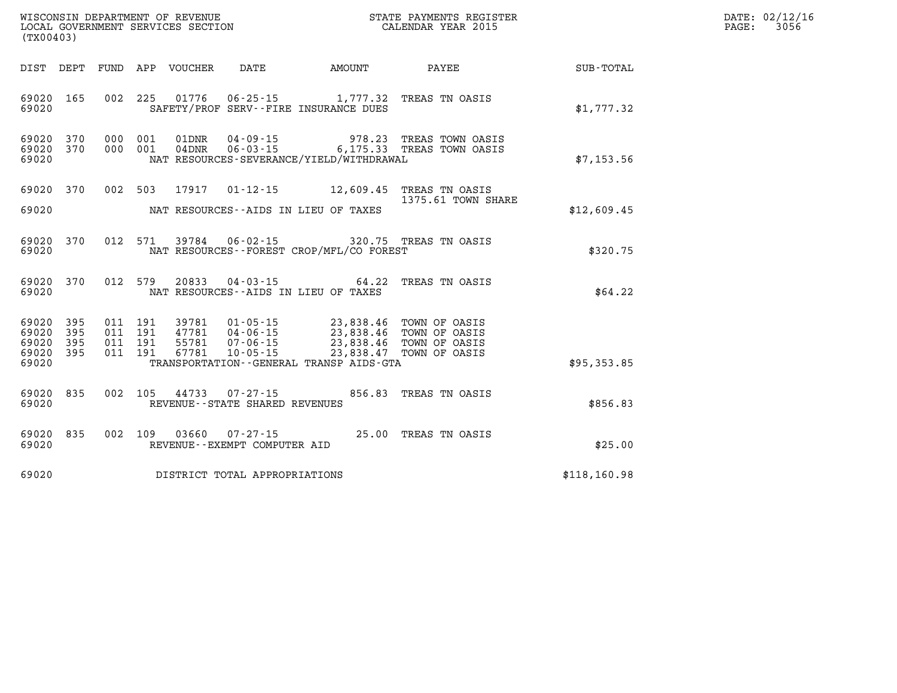WISCONSIN DEPARTMENT OF REVENUE
LOCAL GOVERNMENT SERVICES SECTION
(TX00403)

STATE PAYMENTS REGISTER
CALENDAR YEAR 2015

DATE: 02/12/16
PAGE: 3056

| DIST | DEPT | FUND | APP | VOUCHER | DATE | AMOUNT | PAYEE | SUB-TOTAL |
|---|---|---|---|---|---|---|---|---|
| 69020 | 165 | 002 | 225 | 01776 | 06-25-15 | 1,777.32 | TREAS TN OASIS | |
| 69020 | | | | SAFETY/PROF SERV--FIRE INSURANCE DUES | | | | $1,777.32 |
| 69020 | 370 | 000 | 001 | 01DNR | 04-09-15 | 978.23 | TREAS TOWN OASIS | |
| 69020 | 370 | 000 | 001 | 04DNR | 06-03-15 | 6,175.33 | TREAS TOWN OASIS | |
| 69020 | | | | NAT RESOURCES-SEVERANCE/YIELD/WITHDRAWAL | | | | $7,153.56 |
| 69020 | 370 | 002 | 503 | 17917 | 01-12-15 | 12,609.45 | TREAS TN OASIS 1375.61 TOWN SHARE | |
| 69020 | | | | NAT RESOURCES--AIDS IN LIEU OF TAXES | | | | $12,609.45 |
| 69020 | 370 | 012 | 571 | 39784 | 06-02-15 | 320.75 | TREAS TN OASIS | |
| 69020 | | | | NAT RESOURCES--FOREST CROP/MFL/CO FOREST | | | | $320.75 |
| 69020 | 370 | 012 | 579 | 20833 | 04-03-15 | 64.22 | TREAS TN OASIS | |
| 69020 | | | | NAT RESOURCES--AIDS IN LIEU OF TAXES | | | | $64.22 |
| 69020 | 395 | 011 | 191 | 39781 | 01-05-15 | 23,838.46 | TOWN OF OASIS | |
| 69020 | 395 | 011 | 191 | 47781 | 04-06-15 | 23,838.46 | TOWN OF OASIS | |
| 69020 | 395 | 011 | 191 | 55781 | 07-06-15 | 23,838.46 | TOWN OF OASIS | |
| 69020 | 395 | 011 | 191 | 67781 | 10-05-15 | 23,838.47 | TOWN OF OASIS | |
| 69020 | | | | TRANSPORTATION--GENERAL TRANSP AIDS-GTA | | | | $95,353.85 |
| 69020 | 835 | 002 | 105 | 44733 | 07-27-15 | 856.83 | TREAS TN OASIS | |
| 69020 | | | | REVENUE--STATE SHARED REVENUES | | | | $856.83 |
| 69020 | 835 | 002 | 109 | 03660 | 07-27-15 | 25.00 | TREAS TN OASIS | |
| 69020 | | | | REVENUE--EXEMPT COMPUTER AID | | | | $25.00 |
| 69020 | | | | DISTRICT TOTAL APPROPRIATIONS | | | | $118,160.98 |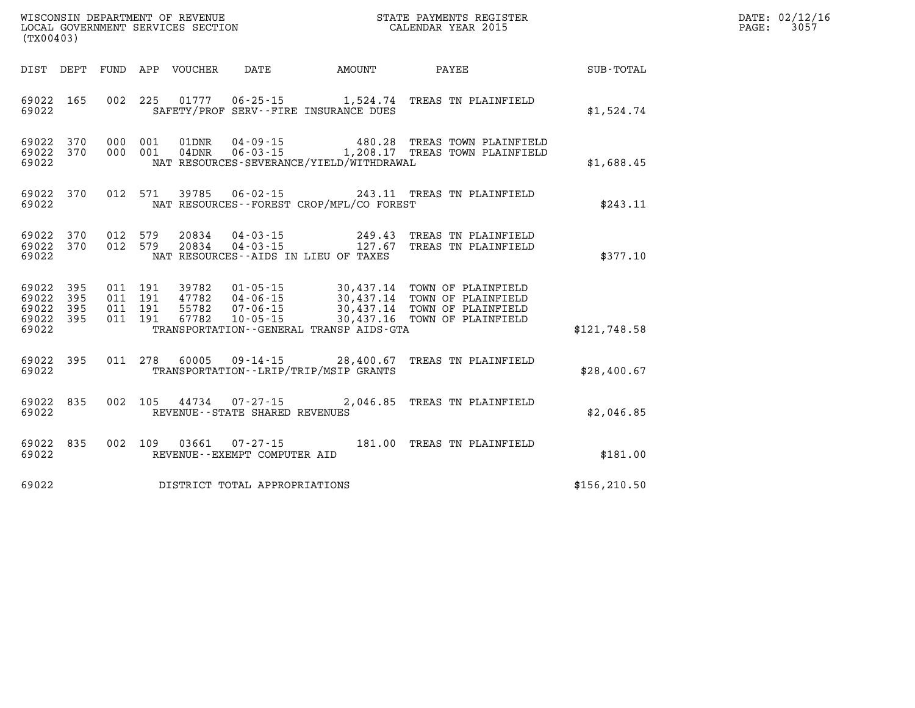WISCONSIN DEPARTMENT OF REVENUE
LOCAL GOVERNMENT SERVICES SECTION
(TX00403)

STATE PAYMENTS REGISTER
CALENDAR YEAR 2015

DATE: 02/12/16
PAGE: 3057

| DIST | DEPT | FUND | APP | VOUCHER | DATE | AMOUNT | PAYEE | SUB-TOTAL |
|---|---|---|---|---|---|---|---|---|
| 69022 | 165 | 002 | 225 | 01777 | 06-25-15 | 1,524.74 | TREAS TN PLAINFIELD | |
| 69022 | | | | | SAFETY/PROF SERV--FIRE INSURANCE DUES | | | $1,524.74 |
| 69022 | 370 | 000 | 001 | 01DNR | 04-09-15 | 480.28 | TREAS TOWN PLAINFIELD | |
| 69022 | 370 | 000 | 001 | 04DNR | 06-03-15 | 1,208.17 | TREAS TOWN PLAINFIELD | |
| 69022 | | | | | NAT RESOURCES-SEVERANCE/YIELD/WITHDRAWAL | | | $1,688.45 |
| 69022 | 370 | 012 | 571 | 39785 | 06-02-15 | 243.11 | TREAS TN PLAINFIELD | |
| 69022 | | | | | NAT RESOURCES--FOREST CROP/MFL/CO FOREST | | | $243.11 |
| 69022 | 370 | 012 | 579 | 20834 | 04-03-15 | 249.43 | TREAS TN PLAINFIELD | |
| 69022 | 370 | 012 | 579 | 20834 | 04-03-15 | 127.67 | TREAS TN PLAINFIELD | |
| 69022 | | | | | NAT RESOURCES--AIDS IN LIEU OF TAXES | | | $377.10 |
| 69022 | 395 | 011 | 191 | 39782 | 01-05-15 | 30,437.14 | TOWN OF PLAINFIELD | |
| 69022 | 395 | 011 | 191 | 47782 | 04-06-15 | 30,437.14 | TOWN OF PLAINFIELD | |
| 69022 | 395 | 011 | 191 | 55782 | 07-06-15 | 30,437.14 | TOWN OF PLAINFIELD | |
| 69022 | 395 | 011 | 191 | 67782 | 10-05-15 | 30,437.16 | TOWN OF PLAINFIELD | |
| 69022 | | | | | TRANSPORTATION--GENERAL TRANSP AIDS-GTA | | | $121,748.58 |
| 69022 | 395 | 011 | 278 | 60005 | 09-14-15 | 28,400.67 | TREAS TN PLAINFIELD | |
| 69022 | | | | | TRANSPORTATION--LRIP/TRIP/MSIP GRANTS | | | $28,400.67 |
| 69022 | 835 | 002 | 105 | 44734 | 07-27-15 | 2,046.85 | TREAS TN PLAINFIELD | |
| 69022 | | | | | REVENUE--STATE SHARED REVENUES | | | $2,046.85 |
| 69022 | 835 | 002 | 109 | 03661 | 07-27-15 | 181.00 | TREAS TN PLAINFIELD | |
| 69022 | | | | | REVENUE--EXEMPT COMPUTER AID | | | $181.00 |
| 69022 | | | | | DISTRICT TOTAL APPROPRIATIONS | | | $156,210.50 |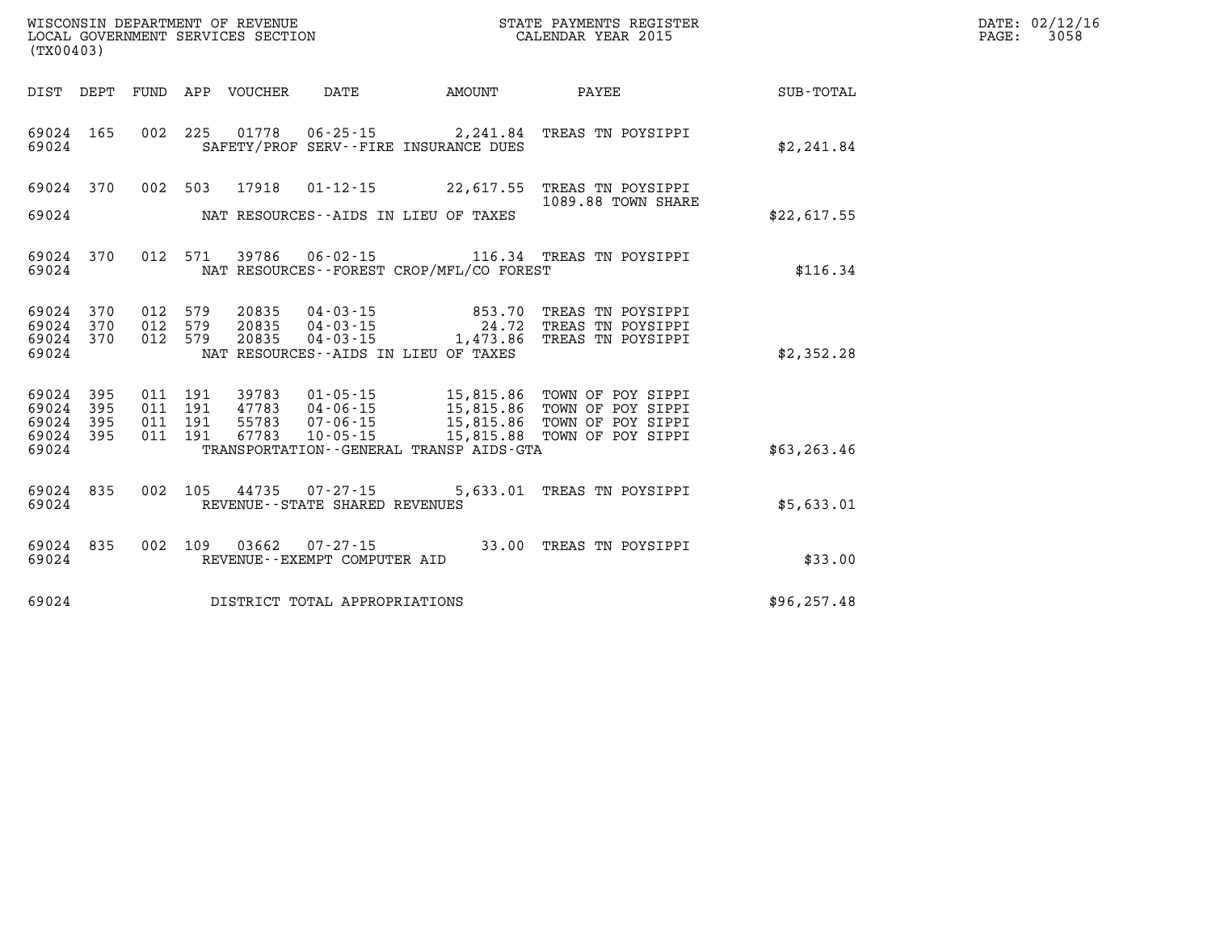WISCONSIN DEPARTMENT OF REVENUE
LOCAL GOVERNMENT SERVICES SECTION
(TX00403)

STATE PAYMENTS REGISTER
CALENDAR YEAR 2015

DATE: 02/12/16
PAGE: 3058

| DIST | DEPT | FUND | APP | VOUCHER | DATE | AMOUNT | PAYEE | SUB-TOTAL |
|---|---|---|---|---|---|---|---|---|
| 69024 | 165 | 002 | 225 | 01778 | 06-25-15 | 2,241.84 | TREAS TN POYSIPPI | |
| 69024 | | | | | SAFETY/PROF SERV--FIRE INSURANCE DUES | | | $2,241.84 |
| 69024 | 370 | 002 | 503 | 17918 | 01-12-15 | 22,617.55 | TREAS TN POYSIPPI 1089.88 TOWN SHARE | |
| 69024 | | | | | NAT RESOURCES--AIDS IN LIEU OF TAXES | | | $22,617.55 |
| 69024 | 370 | 012 | 571 | 39786 | 06-02-15 | 116.34 | TREAS TN POYSIPPI | |
| 69024 | | | | | NAT RESOURCES--FOREST CROP/MFL/CO FOREST | | | $116.34 |
| 69024 | 370 | 012 | 579 | 20835 | 04-03-15 | 853.70 | TREAS TN POYSIPPI | |
| 69024 | 370 | 012 | 579 | 20835 | 04-03-15 | 24.72 | TREAS TN POYSIPPI | |
| 69024 | 370 | 012 | 579 | 20835 | 04-03-15 | 1,473.86 | TREAS TN POYSIPPI | |
| 69024 | | | | | NAT RESOURCES--AIDS IN LIEU OF TAXES | | | $2,352.28 |
| 69024 | 395 | 011 | 191 | 39783 | 01-05-15 | 15,815.86 | TOWN OF POY SIPPI | |
| 69024 | 395 | 011 | 191 | 47783 | 04-06-15 | 15,815.86 | TOWN OF POY SIPPI | |
| 69024 | 395 | 011 | 191 | 55783 | 07-06-15 | 15,815.86 | TOWN OF POY SIPPI | |
| 69024 | 395 | 011 | 191 | 67783 | 10-05-15 | 15,815.88 | TOWN OF POY SIPPI | |
| 69024 | | | | | TRANSPORTATION--GENERAL TRANSP AIDS-GTA | | | $63,263.46 |
| 69024 | 835 | 002 | 105 | 44735 | 07-27-15 | 5,633.01 | TREAS TN POYSIPPI | |
| 69024 | | | | | REVENUE--STATE SHARED REVENUES | | | $5,633.01 |
| 69024 | 835 | 002 | 109 | 03662 | 07-27-15 | 33.00 | TREAS TN POYSIPPI | |
| 69024 | | | | | REVENUE--EXEMPT COMPUTER AID | | | $33.00 |
| 69024 | | | | | DISTRICT TOTAL APPROPRIATIONS | | | $96,257.48 |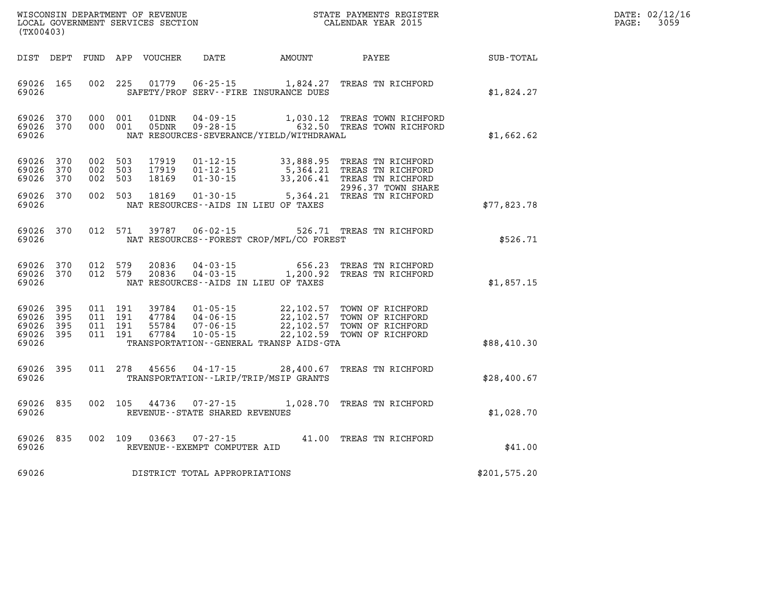WISCONSIN DEPARTMENT OF REVENUE
LOCAL GOVERNMENT SERVICES SECTION
(TX00403)

STATE PAYMENTS REGISTER
CALENDAR YEAR 2015

DATE: 02/12/16

| DIST | DEPT | FUND | APP | VOUCHER | DATE | AMOUNT | PAYEE | SUB-TOTAL |
|---|---|---|---|---|---|---|---|---|
| 69026 | 165 | 002 | 225 | 01779 | 06-25-15 | 1,824.27 | TREAS TN RICHFORD | |
| 69026 | | | | | SAFETY/PROF SERV--FIRE INSURANCE DUES | | | $1,824.27 |
| 69026 | 370 | 000 | 001 | 01DNR | 04-09-15 | 1,030.12 | TREAS TOWN RICHFORD | |
| 69026 | 370 | 000 | 001 | 05DNR | 09-28-15 | 632.50 | TREAS TOWN RICHFORD | |
| 69026 | | | | | NAT RESOURCES-SEVERANCE/YIELD/WITHDRAWAL | | | $1,662.62 |
| 69026 | 370 | 002 | 503 | 17919 | 01-12-15 | 33,888.95 | TREAS TN RICHFORD | |
| 69026 | 370 | 002 | 503 | 17919 | 01-12-15 | 5,364.21 | TREAS TN RICHFORD | |
| 69026 | 370 | 002 | 503 | 18169 | 01-30-15 | 33,206.41 | TREAS TN RICHFORD 2996.37 TOWN SHARE | |
| 69026 | 370 | 002 | 503 | 18169 | 01-30-15 | 5,364.21 | TREAS TN RICHFORD | |
| 69026 | | | | | NAT RESOURCES--AIDS IN LIEU OF TAXES | | | $77,823.78 |
| 69026 | 370 | 012 | 571 | 39787 | 06-02-15 | 526.71 | TREAS TN RICHFORD | |
| 69026 | | | | | NAT RESOURCES--FOREST CROP/MFL/CO FOREST | | | $526.71 |
| 69026 | 370 | 012 | 579 | 20836 | 04-03-15 | 656.23 | TREAS TN RICHFORD | |
| 69026 | 370 | 012 | 579 | 20836 | 04-03-15 | 1,200.92 | TREAS TN RICHFORD | |
| 69026 | | | | | NAT RESOURCES--AIDS IN LIEU OF TAXES | | | $1,857.15 |
| 69026 | 395 | 011 | 191 | 39784 | 01-05-15 | 22,102.57 | TOWN OF RICHFORD | |
| 69026 | 395 | 011 | 191 | 47784 | 04-06-15 | 22,102.57 | TOWN OF RICHFORD | |
| 69026 | 395 | 011 | 191 | 55784 | 07-06-15 | 22,102.57 | TOWN OF RICHFORD | |
| 69026 | 395 | 011 | 191 | 67784 | 10-05-15 | 22,102.59 | TOWN OF RICHFORD | |
| 69026 | | | | | TRANSPORTATION--GENERAL TRANSP AIDS-GTA | | | $88,410.30 |
| 69026 | 395 | 011 | 278 | 45656 | 04-17-15 | 28,400.67 | TREAS TN RICHFORD | |
| 69026 | | | | | TRANSPORTATION--LRIP/TRIP/MSIP GRANTS | | | $28,400.67 |
| 69026 | 835 | 002 | 105 | 44736 | 07-27-15 | 1,028.70 | TREAS TN RICHFORD | |
| 69026 | | | | | REVENUE--STATE SHARED REVENUES | | | $1,028.70 |
| 69026 | 835 | 002 | 109 | 03663 | 07-27-15 | 41.00 | TREAS TN RICHFORD | |
| 69026 | | | | | REVENUE--EXEMPT COMPUTER AID | | | $41.00 |
| 69026 | | | | | DISTRICT TOTAL APPROPRIATIONS | | | $201,575.20 |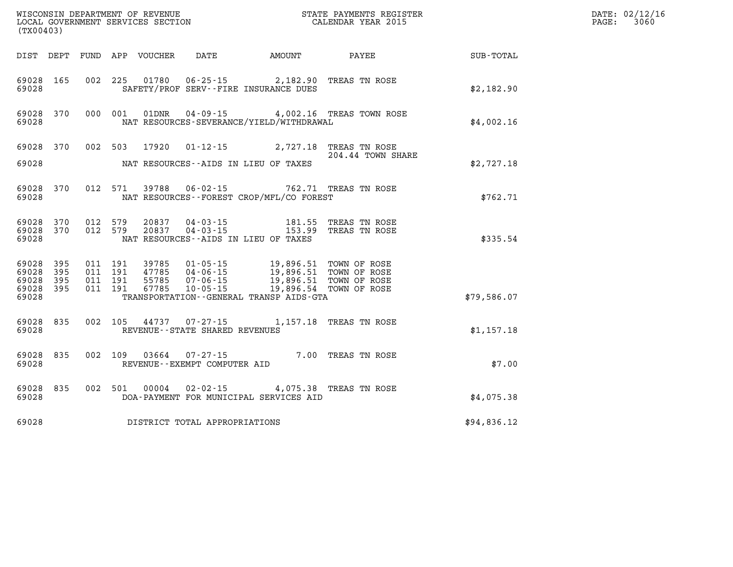WISCONSIN DEPARTMENT OF REVENUE
LOCAL GOVERNMENT SERVICES SECTION
(TX00403)

STATE PAYMENTS REGISTER
CALENDAR YEAR 2015

DATE: 02/12/16

| DIST | DEPT | FUND | APP | VOUCHER | DATE | AMOUNT | PAYEE | SUB-TOTAL |
|---|---|---|---|---|---|---|---|---|
| 69028 | 165 | 002 | 225 | 01780 | 06-25-15 | 2,182.90 | TREAS TN ROSE | |
| 69028 | | | | SAFETY/PROF SERV--FIRE INSURANCE DUES | | | | $2,182.90 |
| 69028 | 370 | 000 | 001 | 01DNR | 04-09-15 | 4,002.16 | TREAS TOWN ROSE | |
| 69028 | | | | NAT RESOURCES-SEVERANCE/YIELD/WITHDRAWAL | | | | $4,002.16 |
| 69028 | 370 | 002 | 503 | 17920 | 01-12-15 | 2,727.18 | TREAS TN ROSE 204.44 TOWN SHARE | |
| 69028 | | | | NAT RESOURCES--AIDS IN LIEU OF TAXES | | | | $2,727.18 |
| 69028 | 370 | 012 | 571 | 39788 | 06-02-15 | 762.71 | TREAS TN ROSE | |
| 69028 | | | | NAT RESOURCES--FOREST CROP/MFL/CO FOREST | | | | $762.71 |
| 69028 | 370 | 012 | 579 | 20837 | 04-03-15 | 181.55 | TREAS TN ROSE | |
| 69028 | 370 | 012 | 579 | 20837 | 04-03-15 | 153.99 | TREAS TN ROSE | |
| 69028 | | | | NAT RESOURCES--AIDS IN LIEU OF TAXES | | | | $335.54 |
| 69028 | 395 | 011 | 191 | 39785 | 01-05-15 | 19,896.51 | TOWN OF ROSE | |
| 69028 | 395 | 011 | 191 | 47785 | 04-06-15 | 19,896.51 | TOWN OF ROSE | |
| 69028 | 395 | 011 | 191 | 55785 | 07-06-15 | 19,896.51 | TOWN OF ROSE | |
| 69028 | 395 | 011 | 191 | 67785 | 10-05-15 | 19,896.54 | TOWN OF ROSE | |
| 69028 | | | | TRANSPORTATION--GENERAL TRANSP AIDS-GTA | | | | $79,586.07 |
| 69028 | 835 | 002 | 105 | 44737 | 07-27-15 | 1,157.18 | TREAS TN ROSE | |
| 69028 | | | | REVENUE--STATE SHARED REVENUES | | | | $1,157.18 |
| 69028 | 835 | 002 | 109 | 03664 | 07-27-15 | 7.00 | TREAS TN ROSE | |
| 69028 | | | | REVENUE--EXEMPT COMPUTER AID | | | | $7.00 |
| 69028 | 835 | 002 | 501 | 00004 | 02-02-15 | 4,075.38 | TREAS TN ROSE | |
| 69028 | | | | DOA-PAYMENT FOR MUNICIPAL SERVICES AID | | | | $4,075.38 |
| 69028 | | | | DISTRICT TOTAL APPROPRIATIONS | | | | $94,836.12 |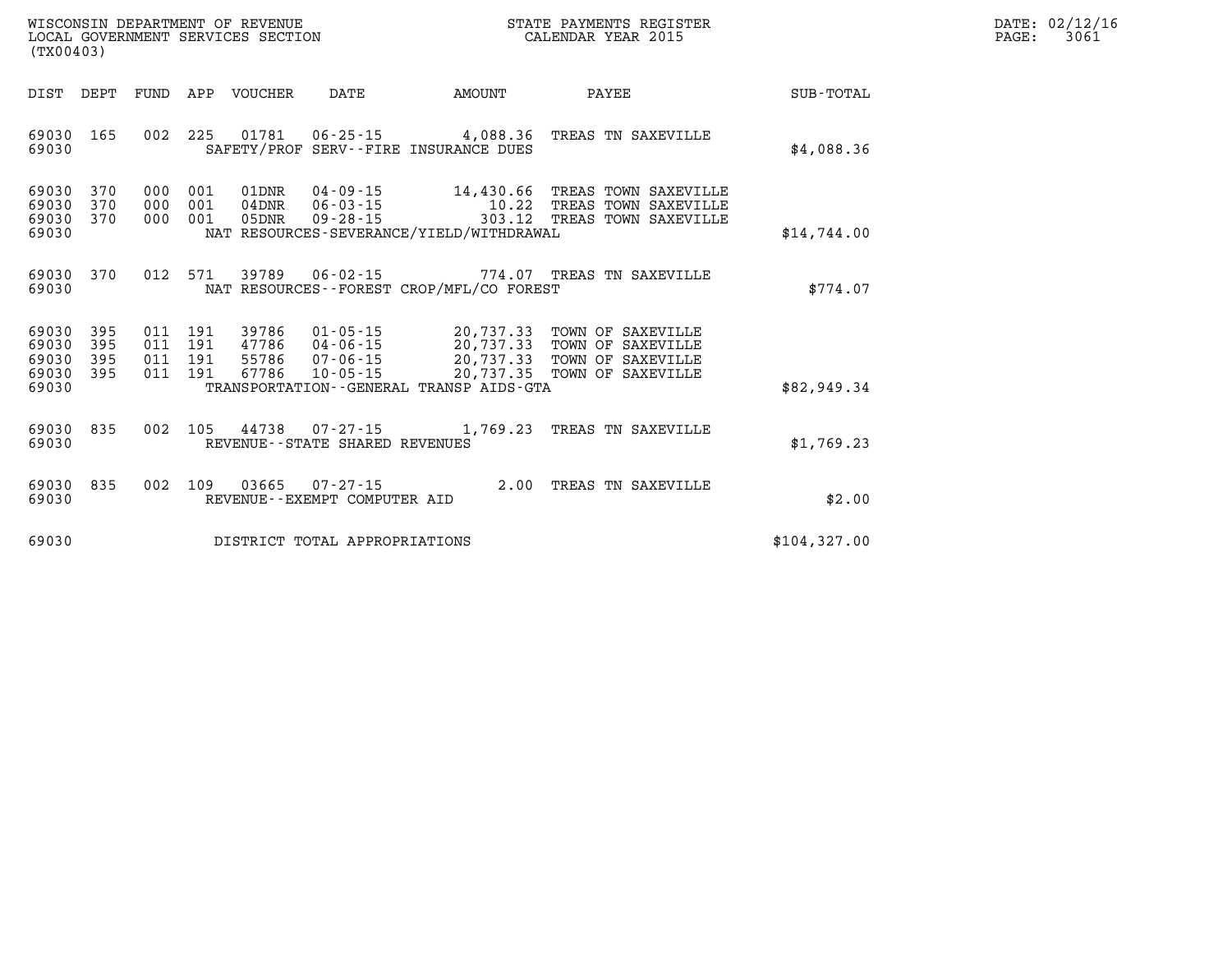WISCONSIN DEPARTMENT OF REVENUE
LOCAL GOVERNMENT SERVICES SECTION
(TX00403)

STATE PAYMENTS REGISTER
CALENDAR YEAR 2015

| DIST | DEPT | FUND | APP | VOUCHER | DATE | AMOUNT | PAYEE | SUB-TOTAL |
|---|---|---|---|---|---|---|---|---|
| 69030 | 165 | 002 | 225 | 01781 | 06-25-15 | 4,088.36 | TREAS TN SAXEVILLE | |
| 69030 | | | | SAFETY/PROF SERV--FIRE INSURANCE DUES | | | | $4,088.36 |
| 69030 | 370 | 000 | 001 | 01DNR | 04-09-15 | 14,430.66 | TREAS TOWN SAXEVILLE | |
| 69030 | 370 | 000 | 001 | 04DNR | 06-03-15 | 10.22 | TREAS TOWN SAXEVILLE | |
| 69030 | 370 | 000 | 001 | 05DNR | 09-28-15 | 303.12 | TREAS TOWN SAXEVILLE | |
| 69030 | | | | NAT RESOURCES-SEVERANCE/YIELD/WITHDRAWAL | | | | $14,744.00 |
| 69030 | 370 | 012 | 571 | 39789 | 06-02-15 | 774.07 | TREAS TN SAXEVILLE | |
| 69030 | | | | NAT RESOURCES--FOREST CROP/MFL/CO FOREST | | | | $774.07 |
| 69030 | 395 | 011 | 191 | 39786 | 01-05-15 | 20,737.33 | TOWN OF SAXEVILLE | |
| 69030 | 395 | 011 | 191 | 47786 | 04-06-15 | 20,737.33 | TOWN OF SAXEVILLE | |
| 69030 | 395 | 011 | 191 | 55786 | 07-06-15 | 20,737.33 | TOWN OF SAXEVILLE | |
| 69030 | 395 | 011 | 191 | 67786 | 10-05-15 | 20,737.35 | TOWN OF SAXEVILLE | |
| 69030 | | | | TRANSPORTATION--GENERAL TRANSP AIDS-GTA | | | | $82,949.34 |
| 69030 | 835 | 002 | 105 | 44738 | 07-27-15 | 1,769.23 | TREAS TN SAXEVILLE | |
| 69030 | | | | REVENUE--STATE SHARED REVENUES | | | | $1,769.23 |
| 69030 | 835 | 002 | 109 | 03665 | 07-27-15 | 2.00 | TREAS TN SAXEVILLE | |
| 69030 | | | | REVENUE--EXEMPT COMPUTER AID | | | | $2.00 |
| 69030 | | | | DISTRICT TOTAL APPROPRIATIONS | | | | $104,327.00 |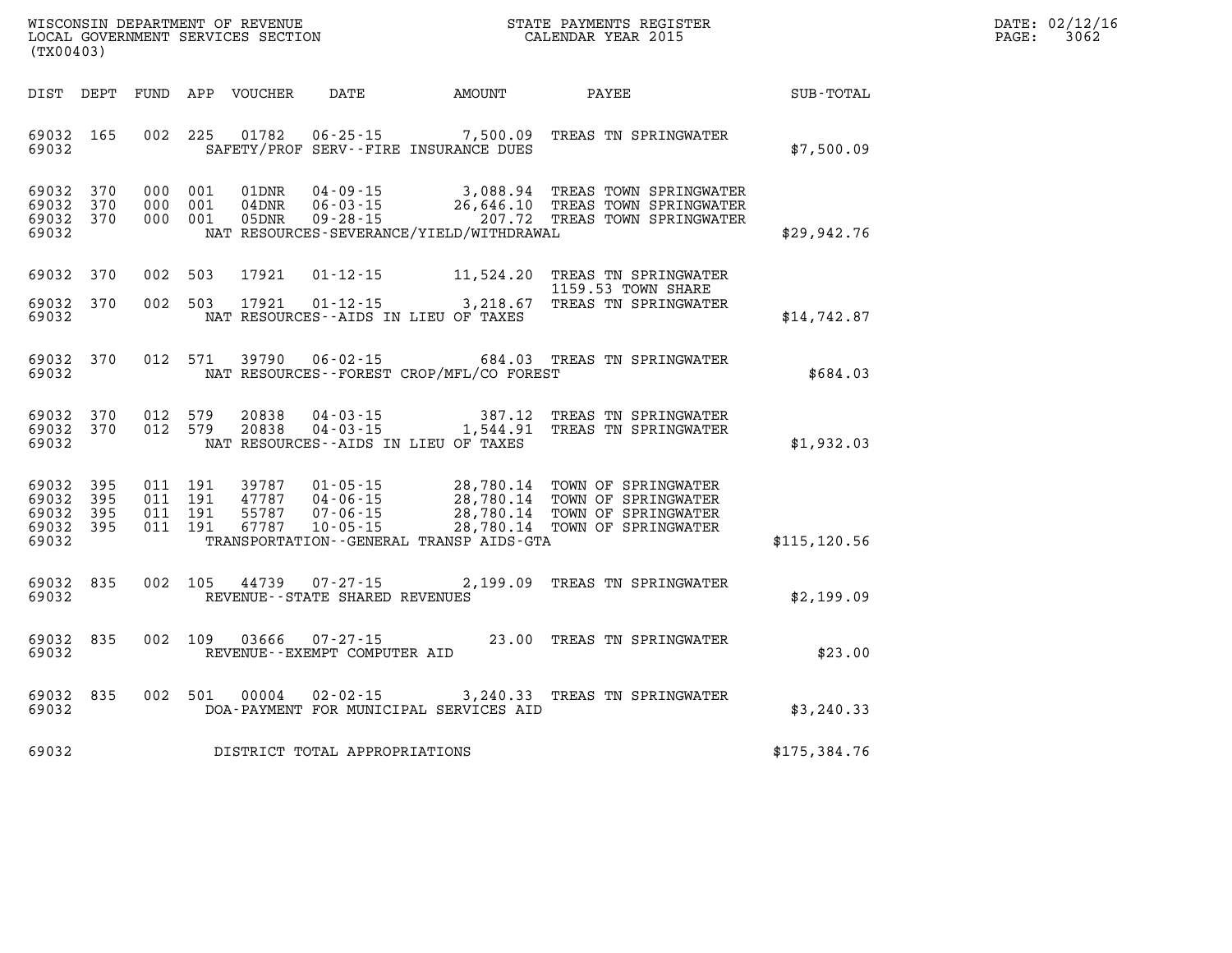WISCONSIN DEPARTMENT OF REVENUE
LOCAL GOVERNMENT SERVICES SECTION
(TX00403)

STATE PAYMENTS REGISTER
CALENDAR YEAR 2015

DATE: 02/12/16
PAGE: 3062

| DIST | DEPT | FUND | APP | VOUCHER | DATE | AMOUNT | PAYEE | SUB-TOTAL |
|---|---|---|---|---|---|---|---|---|
| 69032 | 165 | 002 | 225 | 01782 | 06-25-15 | 7,500.09 | TREAS TN SPRINGWATER | |
| 69032 | | | | | SAFETY/PROF SERV--FIRE INSURANCE DUES | | | $7,500.09 |
| 69032 | 370 | 000 | 001 | 01DNR | 04-09-15 | 3,088.94 | TREAS TOWN SPRINGWATER | |
| 69032 | 370 | 000 | 001 | 04DNR | 06-03-15 | 26,646.10 | TREAS TOWN SPRINGWATER | |
| 69032 | 370 | 000 | 001 | 05DNR | 09-28-15 | 207.72 | TREAS TOWN SPRINGWATER | |
| 69032 | | | | | NAT RESOURCES-SEVERANCE/YIELD/WITHDRAWAL | | | $29,942.76 |
| 69032 | 370 | 002 | 503 | 17921 | 01-12-15 | 11,524.20 | TREAS TN SPRINGWATER 1159.53 TOWN SHARE | |
| 69032 | 370 | 002 | 503 | 17921 | 01-12-15 | 3,218.67 | TREAS TN SPRINGWATER | |
| 69032 | | | | | NAT RESOURCES--AIDS IN LIEU OF TAXES | | | $14,742.87 |
| 69032 | 370 | 012 | 571 | 39790 | 06-02-15 | 684.03 | TREAS TN SPRINGWATER | |
| 69032 | | | | | NAT RESOURCES--FOREST CROP/MFL/CO FOREST | | | $684.03 |
| 69032 | 370 | 012 | 579 | 20838 | 04-03-15 | 387.12 | TREAS TN SPRINGWATER | |
| 69032 | 370 | 012 | 579 | 20838 | 04-03-15 | 1,544.91 | TREAS TN SPRINGWATER | |
| 69032 | | | | | NAT RESOURCES--AIDS IN LIEU OF TAXES | | | $1,932.03 |
| 69032 | 395 | 011 | 191 | 39787 | 01-05-15 | 28,780.14 | TOWN OF SPRINGWATER | |
| 69032 | 395 | 011 | 191 | 47787 | 04-06-15 | 28,780.14 | TOWN OF SPRINGWATER | |
| 69032 | 395 | 011 | 191 | 55787 | 07-06-15 | 28,780.14 | TOWN OF SPRINGWATER | |
| 69032 | 395 | 011 | 191 | 67787 | 10-05-15 | 28,780.14 | TOWN OF SPRINGWATER | |
| 69032 | | | | | TRANSPORTATION--GENERAL TRANSP AIDS-GTA | | | $115,120.56 |
| 69032 | 835 | 002 | 105 | 44739 | 07-27-15 | 2,199.09 | TREAS TN SPRINGWATER | |
| 69032 | | | | | REVENUE--STATE SHARED REVENUES | | | $2,199.09 |
| 69032 | 835 | 002 | 109 | 03666 | 07-27-15 | 23.00 | TREAS TN SPRINGWATER | |
| 69032 | | | | | REVENUE--EXEMPT COMPUTER AID | | | $23.00 |
| 69032 | 835 | 002 | 501 | 00004 | 02-02-15 | 3,240.33 | TREAS TN SPRINGWATER | |
| 69032 | | | | | DOA-PAYMENT FOR MUNICIPAL SERVICES AID | | | $3,240.33 |
| 69032 | | | | | DISTRICT TOTAL APPROPRIATIONS | | | $175,384.76 |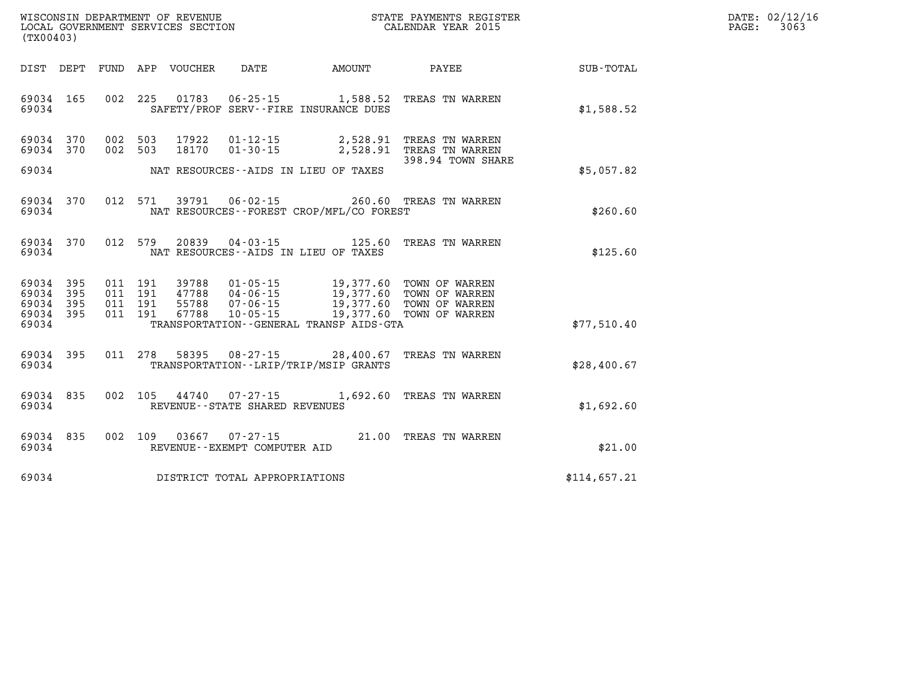WISCONSIN DEPARTMENT OF REVENUE
LOCAL GOVERNMENT SERVICES SECTION
(TX00403)

STATE PAYMENTS REGISTER
CALENDAR YEAR 2015

DATE: 02/12/16
PAGE: 3063

| DIST | DEPT | FUND | APP | VOUCHER | DATE | AMOUNT | PAYEE | SUB-TOTAL |
|---|---|---|---|---|---|---|---|---|
| 69034 | 165 | 002 | 225 | 01783 | 06-25-15 | 1,588.52 | TREAS TN WARREN | |
| 69034 | | | | | SAFETY/PROF SERV--FIRE INSURANCE DUES | | | $1,588.52 |
| 69034 | 370 | 002 | 503 | 17922 | 01-12-15 | 2,528.91 | TREAS TN WARREN | |
| 69034 | 370 | 002 | 503 | 18170 | 01-30-15 | 2,528.91 | TREAS TN WARREN | |
| | | | | | | | 398.94 TOWN SHARE | |
| 69034 | | | | | NAT RESOURCES--AIDS IN LIEU OF TAXES | | | $5,057.82 |
| 69034 | 370 | 012 | 571 | 39791 | 06-02-15 | 260.60 | TREAS TN WARREN | |
| 69034 | | | | | NAT RESOURCES--FOREST CROP/MFL/CO FOREST | | | $260.60 |
| 69034 | 370 | 012 | 579 | 20839 | 04-03-15 | 125.60 | TREAS TN WARREN | |
| 69034 | | | | | NAT RESOURCES--AIDS IN LIEU OF TAXES | | | $125.60 |
| 69034 | 395 | 011 | 191 | 39788 | 01-05-15 | 19,377.60 | TOWN OF WARREN | |
| 69034 | 395 | 011 | 191 | 47788 | 04-06-15 | 19,377.60 | TOWN OF WARREN | |
| 69034 | 395 | 011 | 191 | 55788 | 07-06-15 | 19,377.60 | TOWN OF WARREN | |
| 69034 | 395 | 011 | 191 | 67788 | 10-05-15 | 19,377.60 | TOWN OF WARREN | |
| 69034 | | | | | TRANSPORTATION--GENERAL TRANSP AIDS-GTA | | | $77,510.40 |
| 69034 | 395 | 011 | 278 | 58395 | 08-27-15 | 28,400.67 | TREAS TN WARREN | |
| 69034 | | | | | TRANSPORTATION--LRIP/TRIP/MSIP GRANTS | | | $28,400.67 |
| 69034 | 835 | 002 | 105 | 44740 | 07-27-15 | 1,692.60 | TREAS TN WARREN | |
| 69034 | | | | | REVENUE--STATE SHARED REVENUES | | | $1,692.60 |
| 69034 | 835 | 002 | 109 | 03667 | 07-27-15 | 21.00 | TREAS TN WARREN | |
| 69034 | | | | | REVENUE--EXEMPT COMPUTER AID | | | $21.00 |
| 69034 | | | | | DISTRICT TOTAL APPROPRIATIONS | | | $114,657.21 |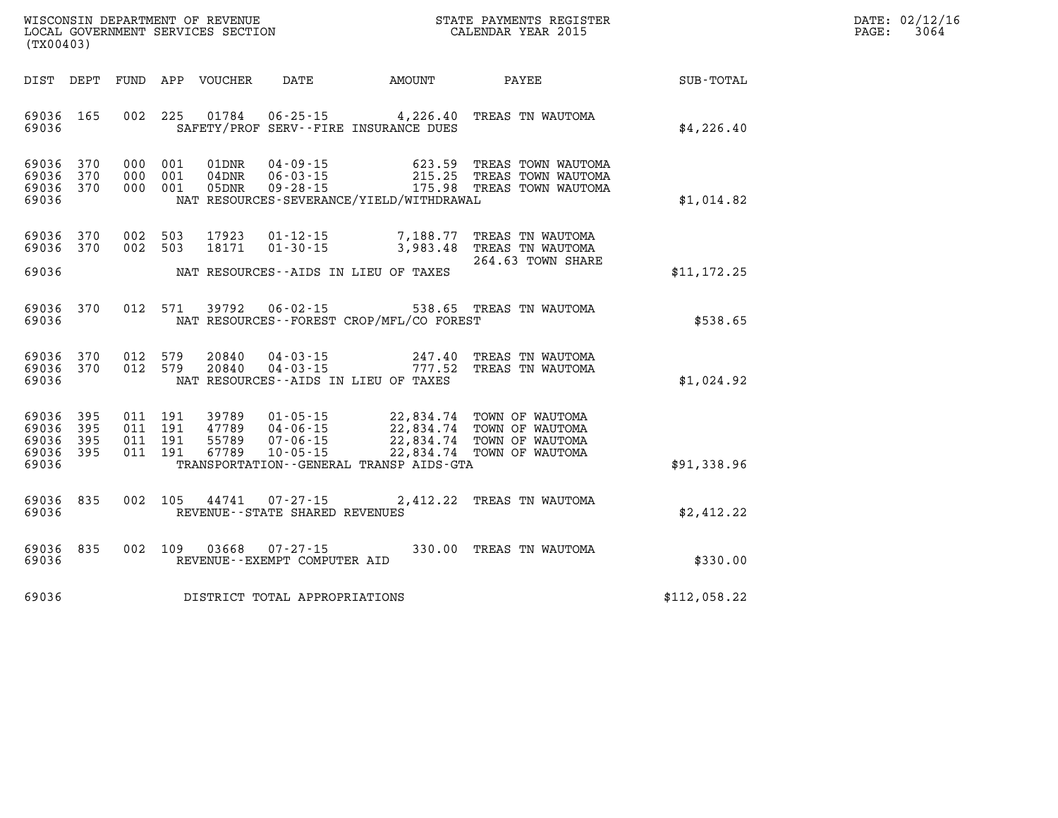WISCONSIN DEPARTMENT OF REVENUE
LOCAL GOVERNMENT SERVICES SECTION
(TX00403)

STATE PAYMENTS REGISTER
CALENDAR YEAR 2015

DATE: 02/12/16

| DIST | DEPT | FUND | APP | VOUCHER | DATE | AMOUNT | PAYEE | SUB-TOTAL |
|---|---|---|---|---|---|---|---|---|
| 69036 | 165 | 002 | 225 | 01784 | 06-25-15 | 4,226.40 | TREAS TN WAUTOMA | |
| 69036 | | | | | SAFETY/PROF SERV--FIRE INSURANCE DUES | | | $4,226.40 |
| 69036 | 370 | 000 | 001 | 01DNR | 04-09-15 | 623.59 | TREAS TOWN WAUTOMA | |
| 69036 | 370 | 000 | 001 | 04DNR | 06-03-15 | 215.25 | TREAS TOWN WAUTOMA | |
| 69036 | 370 | 000 | 001 | 05DNR | 09-28-15 | 175.98 | TREAS TOWN WAUTOMA | |
| 69036 | | | | | NAT RESOURCES-SEVERANCE/YIELD/WITHDRAWAL | | | $1,014.82 |
| 69036 | 370 | 002 | 503 | 17923 | 01-12-15 | 7,188.77 | TREAS TN WAUTOMA | |
| 69036 | 370 | 002 | 503 | 18171 | 01-30-15 | 3,983.48 | TREAS TN WAUTOMA | |
| | | | | | | | 264.63 TOWN SHARE | |
| 69036 | | | | | NAT RESOURCES--AIDS IN LIEU OF TAXES | | | $11,172.25 |
| 69036 | 370 | 012 | 571 | 39792 | 06-02-15 | 538.65 | TREAS TN WAUTOMA | |
| 69036 | | | | | NAT RESOURCES--FOREST CROP/MFL/CO FOREST | | | $538.65 |
| 69036 | 370 | 012 | 579 | 20840 | 04-03-15 | 247.40 | TREAS TN WAUTOMA | |
| 69036 | 370 | 012 | 579 | 20840 | 04-03-15 | 777.52 | TREAS TN WAUTOMA | |
| 69036 | | | | | NAT RESOURCES--AIDS IN LIEU OF TAXES | | | $1,024.92 |
| 69036 | 395 | 011 | 191 | 39789 | 01-05-15 | 22,834.74 | TOWN OF WAUTOMA | |
| 69036 | 395 | 011 | 191 | 47789 | 04-06-15 | 22,834.74 | TOWN OF WAUTOMA | |
| 69036 | 395 | 011 | 191 | 55789 | 07-06-15 | 22,834.74 | TOWN OF WAUTOMA | |
| 69036 | 395 | 011 | 191 | 67789 | 10-05-15 | 22,834.74 | TOWN OF WAUTOMA | |
| 69036 | | | | | TRANSPORTATION--GENERAL TRANSP AIDS-GTA | | | $91,338.96 |
| 69036 | 835 | 002 | 105 | 44741 | 07-27-15 | 2,412.22 | TREAS TN WAUTOMA | |
| 69036 | | | | | REVENUE--STATE SHARED REVENUES | | | $2,412.22 |
| 69036 | 835 | 002 | 109 | 03668 | 07-27-15 | 330.00 | TREAS TN WAUTOMA | |
| 69036 | | | | | REVENUE--EXEMPT COMPUTER AID | | | $330.00 |
| 69036 | | | | | DISTRICT TOTAL APPROPRIATIONS | | | $112,058.22 |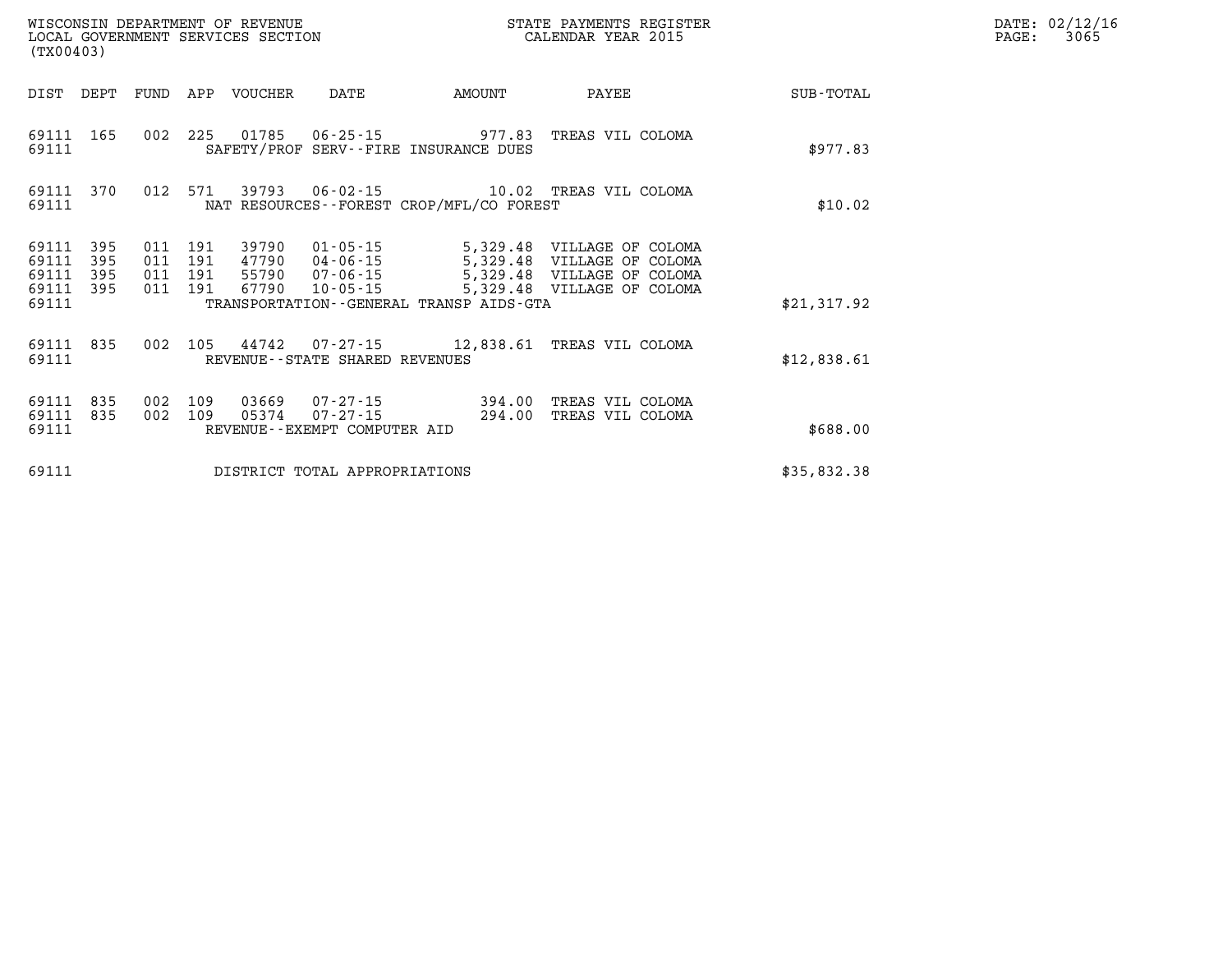WISCONSIN DEPARTMENT OF REVENUE
LOCAL GOVERNMENT SERVICES SECTION
(TX00403)

STATE PAYMENTS REGISTER
CALENDAR YEAR 2015

DATE: 02/12/16

| DIST | DEPT | FUND | APP | VOUCHER | DATE | AMOUNT | PAYEE | SUB-TOTAL |
|---|---|---|---|---|---|---|---|---|
| 69111 | 165 | 002 | 225 | 01785 | 06-25-15 | 977.83 | TREAS VIL COLOMA | |
| 69111 | | | | SAFETY/PROF SERV--FIRE INSURANCE DUES | | | | $977.83 |
| 69111 | 370 | 012 | 571 | 39793 | 06-02-15 | 10.02 | TREAS VIL COLOMA | |
| 69111 | | | | NAT RESOURCES--FOREST CROP/MFL/CO FOREST | | | | $10.02 |
| 69111 | 395 | 011 | 191 | 39790 | 01-05-15 | 5,329.48 | VILLAGE OF COLOMA | |
| 69111 | 395 | 011 | 191 | 47790 | 04-06-15 | 5,329.48 | VILLAGE OF COLOMA | |
| 69111 | 395 | 011 | 191 | 55790 | 07-06-15 | 5,329.48 | VILLAGE OF COLOMA | |
| 69111 | 395 | 011 | 191 | 67790 | 10-05-15 | 5,329.48 | VILLAGE OF COLOMA | |
| 69111 | | | | TRANSPORTATION--GENERAL TRANSP AIDS-GTA | | | | $21,317.92 |
| 69111 | 835 | 002 | 105 | 44742 | 07-27-15 | 12,838.61 | TREAS VIL COLOMA | |
| 69111 | | | | REVENUE--STATE SHARED REVENUES | | | | $12,838.61 |
| 69111 | 835 | 002 | 109 | 03669 | 07-27-15 | 394.00 | TREAS VIL COLOMA | |
| 69111 | 835 | 002 | 109 | 05374 | 07-27-15 | 294.00 | TREAS VIL COLOMA | |
| 69111 | | | | REVENUE--EXEMPT COMPUTER AID | | | | $688.00 |
| 69111 | | | | DISTRICT TOTAL APPROPRIATIONS | | | | $35,832.38 |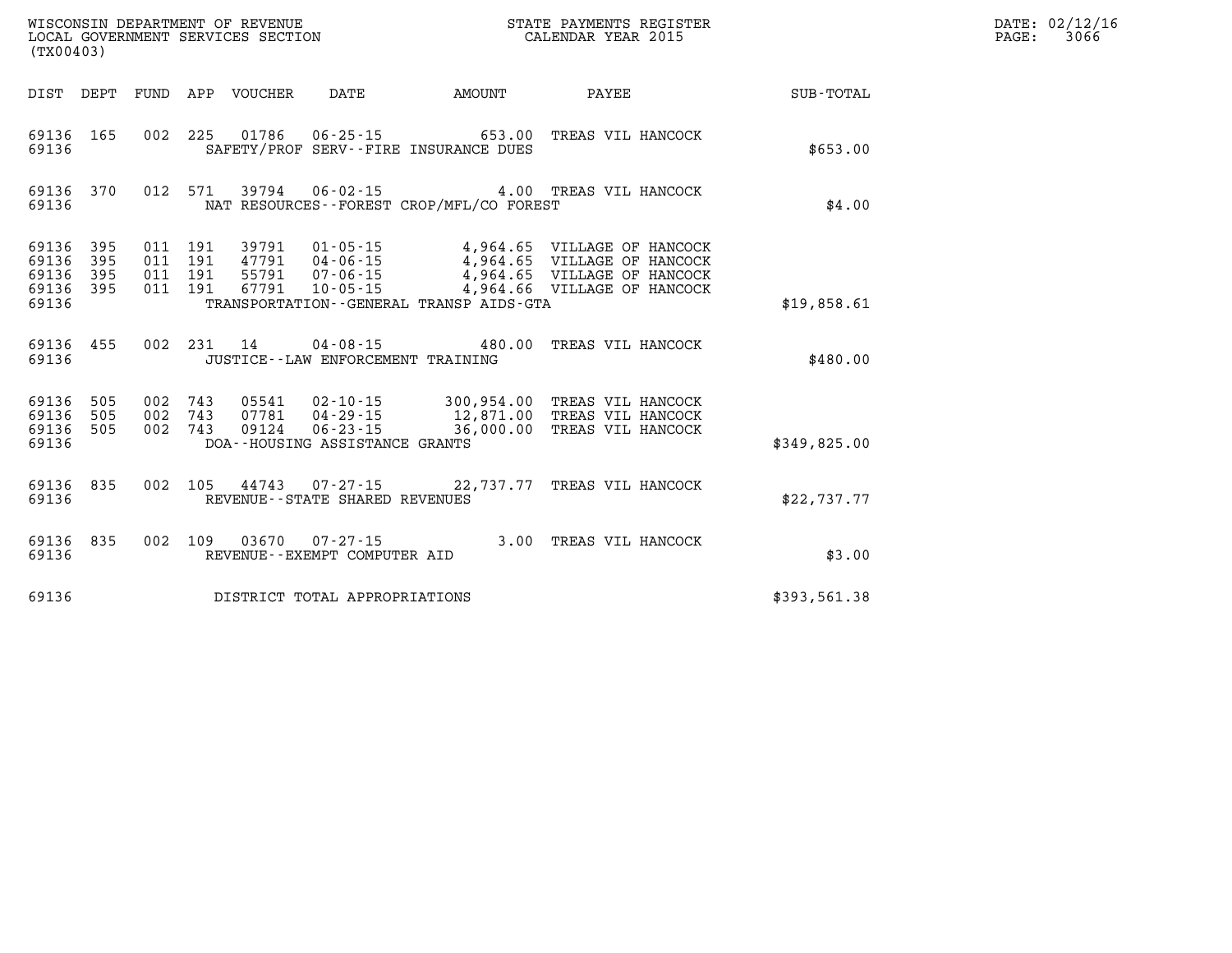WISCONSIN DEPARTMENT OF REVENUE
LOCAL GOVERNMENT SERVICES SECTION
(TX00403)

STATE PAYMENTS REGISTER
CALENDAR YEAR 2015

DATE: 02/12/16
PAGE: 3066

| DIST | DEPT | FUND | APP | VOUCHER | DATE | AMOUNT | PAYEE | SUB-TOTAL |
|---|---|---|---|---|---|---|---|---|
| 69136 | 165 | 002 | 225 | 01786 | 06-25-15 | 653.00 | TREAS VIL HANCOCK | |
| 69136 | | | | | SAFETY/PROF SERV--FIRE INSURANCE DUES | | | $653.00 |
| 69136 | 370 | 012 | 571 | 39794 | 06-02-15 | 4.00 | TREAS VIL HANCOCK | |
| 69136 | | | | | NAT RESOURCES--FOREST CROP/MFL/CO FOREST | | | $4.00 |
| 69136 | 395 | 011 | 191 | 39791 | 01-05-15 | 4,964.65 | VILLAGE OF HANCOCK | |
| 69136 | 395 | 011 | 191 | 47791 | 04-06-15 | 4,964.65 | VILLAGE OF HANCOCK | |
| 69136 | 395 | 011 | 191 | 55791 | 07-06-15 | 4,964.65 | VILLAGE OF HANCOCK | |
| 69136 | 395 | 011 | 191 | 67791 | 10-05-15 | 4,964.66 | VILLAGE OF HANCOCK | |
| 69136 | | | | | TRANSPORTATION--GENERAL TRANSP AIDS-GTA | | | $19,858.61 |
| 69136 | 455 | 002 | 231 | 14 | 04-08-15 | 480.00 | TREAS VIL HANCOCK | |
| 69136 | | | | | JUSTICE--LAW ENFORCEMENT TRAINING | | | $480.00 |
| 69136 | 505 | 002 | 743 | 05541 | 02-10-15 | 300,954.00 | TREAS VIL HANCOCK | |
| 69136 | 505 | 002 | 743 | 07781 | 04-29-15 | 12,871.00 | TREAS VIL HANCOCK | |
| 69136 | 505 | 002 | 743 | 09124 | 06-23-15 | 36,000.00 | TREAS VIL HANCOCK | |
| 69136 | | | | | DOA--HOUSING ASSISTANCE GRANTS | | | $349,825.00 |
| 69136 | 835 | 002 | 105 | 44743 | 07-27-15 | 22,737.77 | TREAS VIL HANCOCK | |
| 69136 | | | | | REVENUE--STATE SHARED REVENUES | | | $22,737.77 |
| 69136 | 835 | 002 | 109 | 03670 | 07-27-15 | 3.00 | TREAS VIL HANCOCK | |
| 69136 | | | | | REVENUE--EXEMPT COMPUTER AID | | | $3.00 |
| 69136 | | | | | DISTRICT TOTAL APPROPRIATIONS | | | $393,561.38 |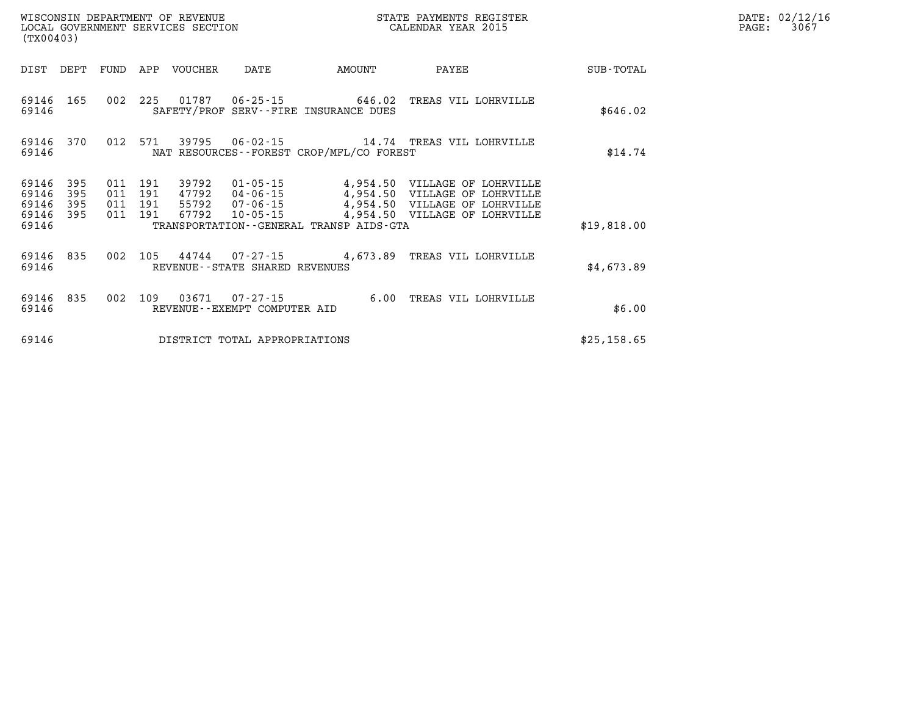WISCONSIN DEPARTMENT OF REVENUE
LOCAL GOVERNMENT SERVICES SECTION
(TX00403)

STATE PAYMENTS REGISTER
CALENDAR YEAR 2015

DATE: 02/12/16

| DIST | DEPT | FUND | APP | VOUCHER | DATE | AMOUNT | PAYEE | SUB-TOTAL |
|---|---|---|---|---|---|---|---|---|
| 69146 | 165 | 002 | 225 | 01787 | 06-25-15 | 646.02 | TREAS VIL LOHRVILLE | |
| 69146 | | | | SAFETY/PROF SERV--FIRE INSURANCE DUES | | | | $646.02 |
| 69146 | 370 | 012 | 571 | 39795 | 06-02-15 | 14.74 | TREAS VIL LOHRVILLE | |
| 69146 | | | | NAT RESOURCES--FOREST CROP/MFL/CO FOREST | | | | $14.74 |
| 69146 | 395 | 011 | 191 | 39792 | 01-05-15 | 4,954.50 | VILLAGE OF LOHRVILLE | |
| 69146 | 395 | 011 | 191 | 47792 | 04-06-15 | 4,954.50 | VILLAGE OF LOHRVILLE | |
| 69146 | 395 | 011 | 191 | 55792 | 07-06-15 | 4,954.50 | VILLAGE OF LOHRVILLE | |
| 69146 | 395 | 011 | 191 | 67792 | 10-05-15 | 4,954.50 | VILLAGE OF LOHRVILLE | |
| 69146 | | | | TRANSPORTATION--GENERAL TRANSP AIDS-GTA | | | | $19,818.00 |
| 69146 | 835 | 002 | 105 | 44744 | 07-27-15 | 4,673.89 | TREAS VIL LOHRVILLE | |
| 69146 | | | | REVENUE--STATE SHARED REVENUES | | | | $4,673.89 |
| 69146 | 835 | 002 | 109 | 03671 | 07-27-15 | 6.00 | TREAS VIL LOHRVILLE | |
| 69146 | | | | REVENUE--EXEMPT COMPUTER AID | | | | $6.00 |
| 69146 | | | | DISTRICT TOTAL APPROPRIATIONS | | | | $25,158.65 |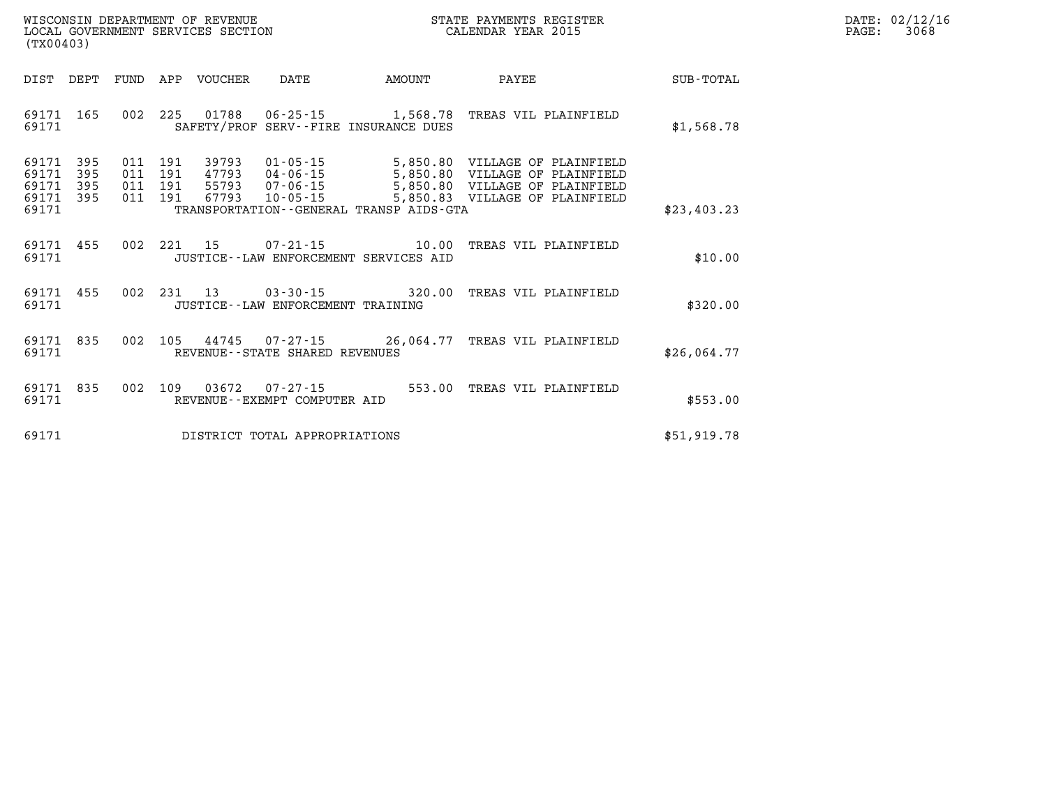WISCONSIN DEPARTMENT OF REVENUE
LOCAL GOVERNMENT SERVICES SECTION
(TX00403)

STATE PAYMENTS REGISTER
CALENDAR YEAR 2015

DATE: 02/12/16
PAGE: 3068

| DIST | DEPT | FUND | APP | VOUCHER | DATE | AMOUNT | PAYEE | SUB-TOTAL |
|---|---|---|---|---|---|---|---|---|
| 69171 | 165 | 002 | 225 | 01788 | 06-25-15 | 1,568.78 | TREAS VIL PLAINFIELD | |
| 69171 | | | | SAFETY/PROF SERV--FIRE INSURANCE DUES | | | | $1,568.78 |
| 69171 | 395 | 011 | 191 | 39793 | 01-05-15 | 5,850.80 | VILLAGE OF PLAINFIELD | |
| 69171 | 395 | 011 | 191 | 47793 | 04-06-15 | 5,850.80 | VILLAGE OF PLAINFIELD | |
| 69171 | 395 | 011 | 191 | 55793 | 07-06-15 | 5,850.80 | VILLAGE OF PLAINFIELD | |
| 69171 | 395 | 011 | 191 | 67793 | 10-05-15 | 5,850.83 | VILLAGE OF PLAINFIELD | |
| 69171 | | | | TRANSPORTATION--GENERAL TRANSP AIDS-GTA | | | | $23,403.23 |
| 69171 | 455 | 002 | 221 | 15 | 07-21-15 | 10.00 | TREAS VIL PLAINFIELD | |
| 69171 | | | | JUSTICE--LAW ENFORCEMENT SERVICES AID | | | | $10.00 |
| 69171 | 455 | 002 | 231 | 13 | 03-30-15 | 320.00 | TREAS VIL PLAINFIELD | |
| 69171 | | | | JUSTICE--LAW ENFORCEMENT TRAINING | | | | $320.00 |
| 69171 | 835 | 002 | 105 | 44745 | 07-27-15 | 26,064.77 | TREAS VIL PLAINFIELD | |
| 69171 | | | | REVENUE--STATE SHARED REVENUES | | | | $26,064.77 |
| 69171 | 835 | 002 | 109 | 03672 | 07-27-15 | 553.00 | TREAS VIL PLAINFIELD | |
| 69171 | | | | REVENUE--EXEMPT COMPUTER AID | | | | $553.00 |
| 69171 | | | | DISTRICT TOTAL APPROPRIATIONS | | | | $51,919.78 |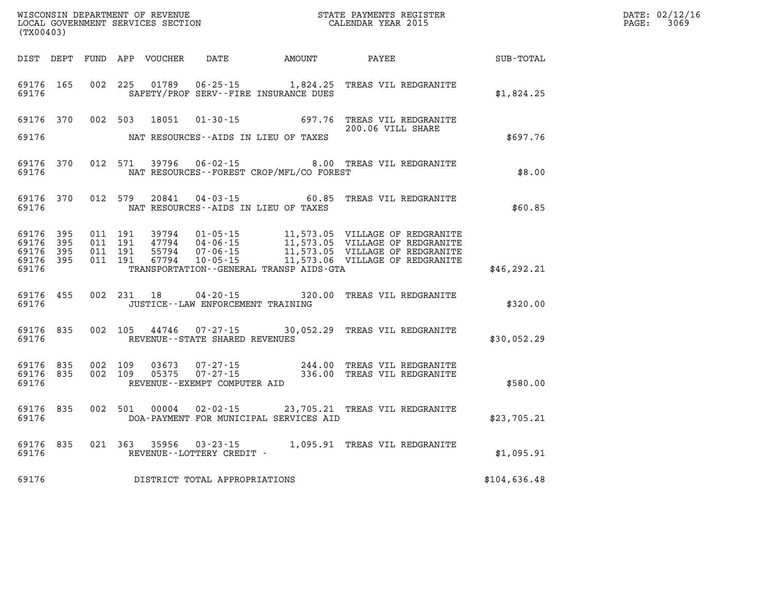WISCONSIN DEPARTMENT OF REVENUE
LOCAL GOVERNMENT SERVICES SECTION
(TX00403)

STATE PAYMENTS REGISTER
CALENDAR YEAR 2015

DATE: 02/12/16
PAGE: 3069

| DIST | DEPT | FUND | APP | VOUCHER | DATE | AMOUNT | PAYEE | SUB-TOTAL |
|---|---|---|---|---|---|---|---|---|
| 69176 | 165 | 002 | 225 | 01789 | 06-25-15 | 1,824.25 | TREAS VIL REDGRANITE | |
| 69176 | | | | | SAFETY/PROF SERV--FIRE INSURANCE DUES | | | $1,824.25 |
| 69176 | 370 | 002 | 503 | 18051 | 01-30-15 | 697.76 | TREAS VIL REDGRANITE 200.06 VILL SHARE | |
| 69176 | | | | | NAT RESOURCES--AIDS IN LIEU OF TAXES | | | $697.76 |
| 69176 | 370 | 012 | 571 | 39796 | 06-02-15 | 8.00 | TREAS VIL REDGRANITE | |
| 69176 | | | | | NAT RESOURCES--FOREST CROP/MFL/CO FOREST | | | $8.00 |
| 69176 | 370 | 012 | 579 | 20841 | 04-03-15 | 60.85 | TREAS VIL REDGRANITE | |
| 69176 | | | | | NAT RESOURCES--AIDS IN LIEU OF TAXES | | | $60.85 |
| 69176 | 395 | 011 | 191 | 39794 | 01-05-15 | 11,573.05 | VILLAGE OF REDGRANITE | |
| 69176 | 395 | 011 | 191 | 47794 | 04-06-15 | 11,573.05 | VILLAGE OF REDGRANITE | |
| 69176 | 395 | 011 | 191 | 55794 | 07-06-15 | 11,573.05 | VILLAGE OF REDGRANITE | |
| 69176 | 395 | 011 | 191 | 67794 | 10-05-15 | 11,573.06 | VILLAGE OF REDGRANITE | |
| 69176 | | | | | TRANSPORTATION--GENERAL TRANSP AIDS-GTA | | | $46,292.21 |
| 69176 | 455 | 002 | 231 | 18 | 04-20-15 | 320.00 | TREAS VIL REDGRANITE | |
| 69176 | | | | | JUSTICE--LAW ENFORCEMENT TRAINING | | | $320.00 |
| 69176 | 835 | 002 | 105 | 44746 | 07-27-15 | 30,052.29 | TREAS VIL REDGRANITE | |
| 69176 | | | | | REVENUE--STATE SHARED REVENUES | | | $30,052.29 |
| 69176 | 835 | 002 | 109 | 03673 | 07-27-15 | 244.00 | TREAS VIL REDGRANITE | |
| 69176 | 835 | 002 | 109 | 05375 | 07-27-15 | 336.00 | TREAS VIL REDGRANITE | |
| 69176 | | | | | REVENUE--EXEMPT COMPUTER AID | | | $580.00 |
| 69176 | 835 | 002 | 501 | 00004 | 02-02-15 | 23,705.21 | TREAS VIL REDGRANITE | |
| 69176 | | | | | DOA-PAYMENT FOR MUNICIPAL SERVICES AID | | | $23,705.21 |
| 69176 | 835 | 021 | 363 | 35956 | 03-23-15 | 1,095.91 | TREAS VIL REDGRANITE | |
| 69176 | | | | | REVENUE--LOTTERY CREDIT - | | | $1,095.91 |
| 69176 | | | | | DISTRICT TOTAL APPROPRIATIONS | | | $104,636.48 |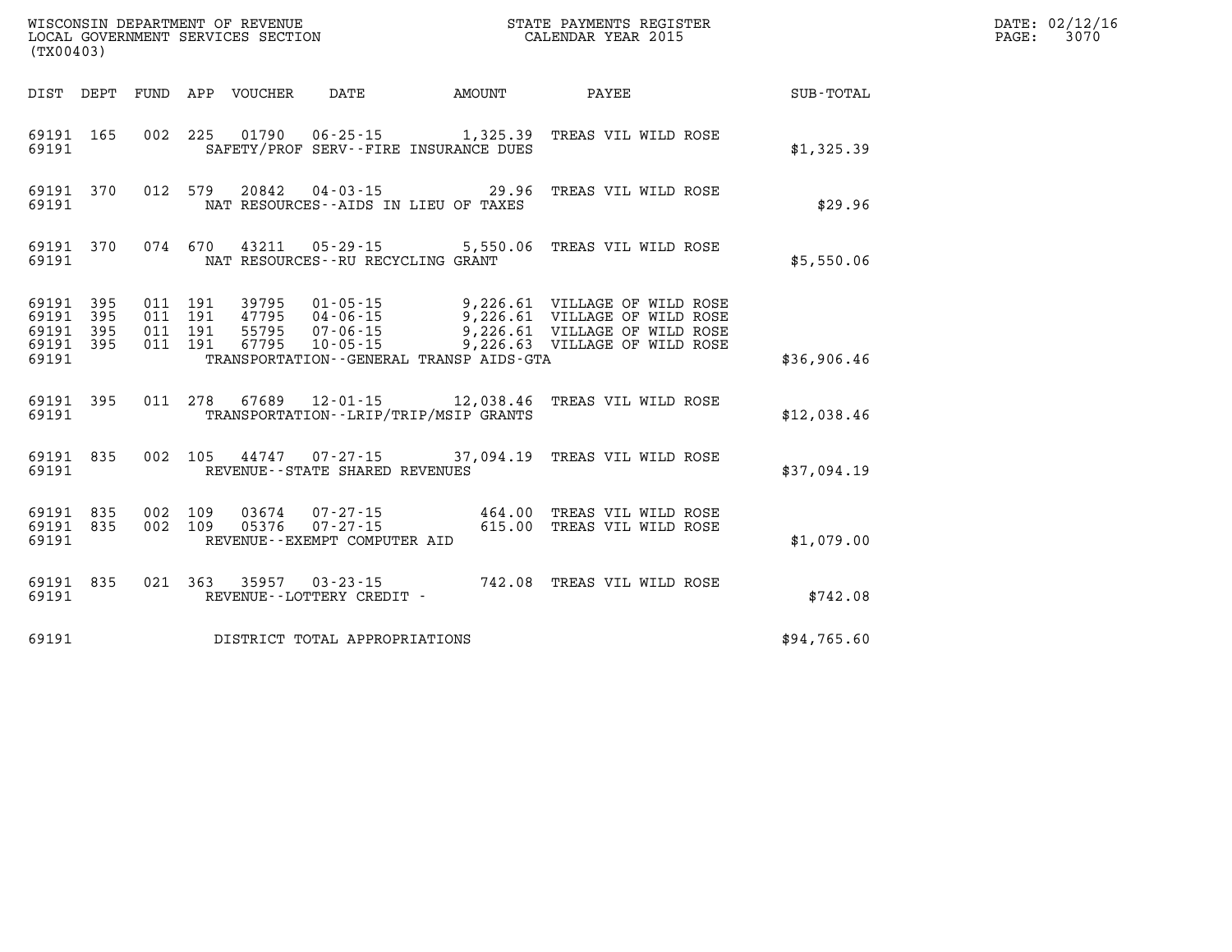WISCONSIN DEPARTMENT OF REVENUE
LOCAL GOVERNMENT SERVICES SECTION
(TX00403)

STATE PAYMENTS REGISTER
CALENDAR YEAR 2015

DATE: 02/12/16
PAGE: 3070

| DIST | DEPT | FUND | APP | VOUCHER | DATE | AMOUNT | PAYEE | SUB-TOTAL |
|---|---|---|---|---|---|---|---|---|
| 69191 | 165 | 002 | 225 | 01790 | 06-25-15 | 1,325.39 | TREAS VIL WILD ROSE | |
| 69191 | | | | | SAFETY/PROF SERV--FIRE INSURANCE DUES | | | $1,325.39 |
| 69191 | 370 | 012 | 579 | 20842 | 04-03-15 | 29.96 | TREAS VIL WILD ROSE | |
| 69191 | | | | | NAT RESOURCES--AIDS IN LIEU OF TAXES | | | $29.96 |
| 69191 | 370 | 074 | 670 | 43211 | 05-29-15 | 5,550.06 | TREAS VIL WILD ROSE | |
| 69191 | | | | | NAT RESOURCES--RU RECYCLING GRANT | | | $5,550.06 |
| 69191 | 395 | 011 | 191 | 39795 | 01-05-15 | 9,226.61 | VILLAGE OF WILD ROSE | |
| 69191 | 395 | 011 | 191 | 47795 | 04-06-15 | 9,226.61 | VILLAGE OF WILD ROSE | |
| 69191 | 395 | 011 | 191 | 55795 | 07-06-15 | 9,226.61 | VILLAGE OF WILD ROSE | |
| 69191 | 395 | 011 | 191 | 67795 | 10-05-15 | 9,226.63 | VILLAGE OF WILD ROSE | |
| 69191 | | | | | TRANSPORTATION--GENERAL TRANSP AIDS-GTA | | | $36,906.46 |
| 69191 | 395 | 011 | 278 | 67689 | 12-01-15 | 12,038.46 | TREAS VIL WILD ROSE | |
| 69191 | | | | | TRANSPORTATION--LRIP/TRIP/MSIP GRANTS | | | $12,038.46 |
| 69191 | 835 | 002 | 105 | 44747 | 07-27-15 | 37,094.19 | TREAS VIL WILD ROSE | |
| 69191 | | | | | REVENUE--STATE SHARED REVENUES | | | $37,094.19 |
| 69191 | 835 | 002 | 109 | 03674 | 07-27-15 | 464.00 | TREAS VIL WILD ROSE | |
| 69191 | 835 | 002 | 109 | 05376 | 07-27-15 | 615.00 | TREAS VIL WILD ROSE | |
| 69191 | | | | | REVENUE--EXEMPT COMPUTER AID | | | $1,079.00 |
| 69191 | 835 | 021 | 363 | 35957 | 03-23-15 | 742.08 | TREAS VIL WILD ROSE | |
| 69191 | | | | | REVENUE--LOTTERY CREDIT - | | | $742.08 |
| 69191 | | | | | DISTRICT TOTAL APPROPRIATIONS | | | $94,765.60 |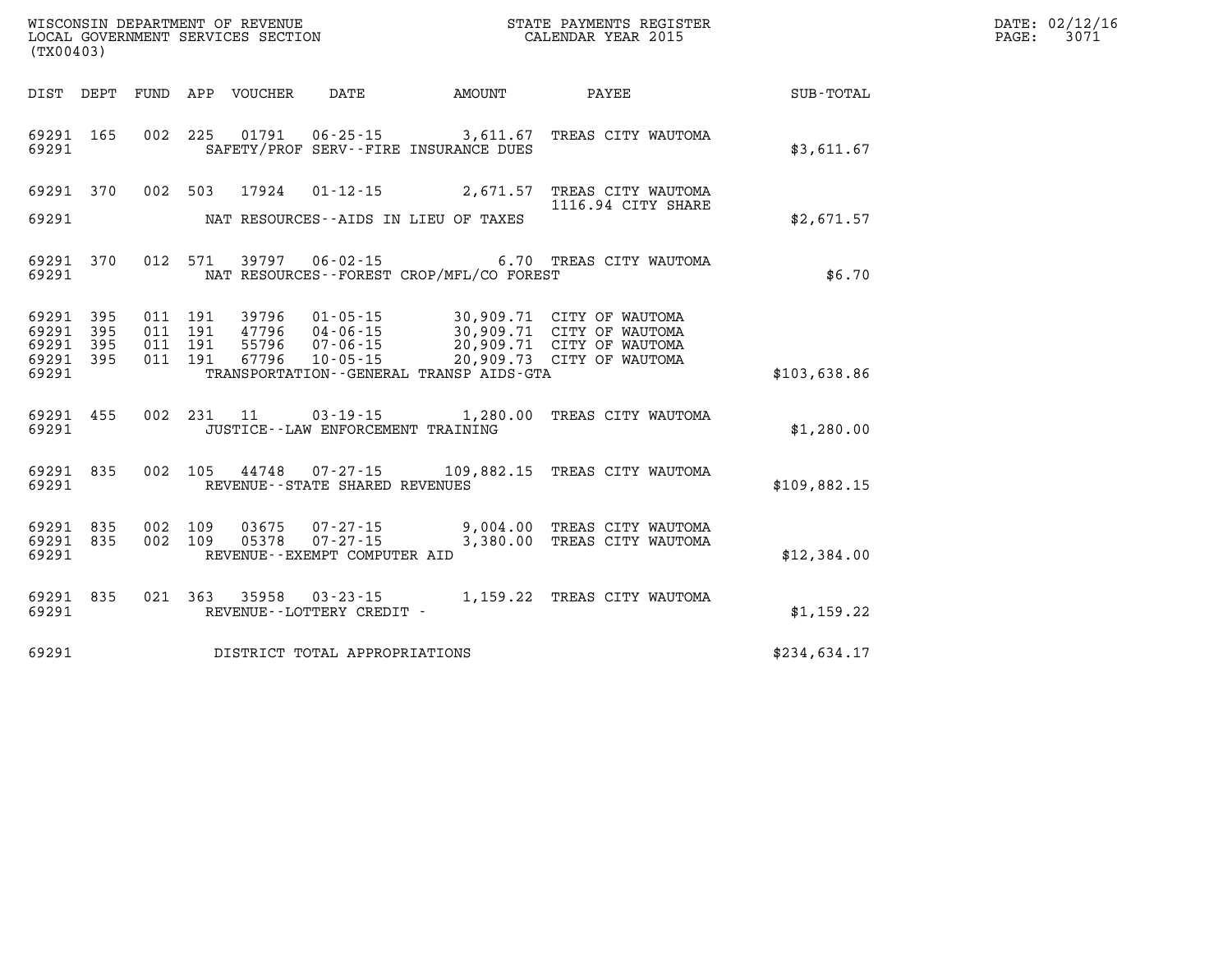WISCONSIN DEPARTMENT OF REVENUE
LOCAL GOVERNMENT SERVICES SECTION
(TX00403)

STATE PAYMENTS REGISTER
CALENDAR YEAR 2015

DATE: 02/12/16

| DIST | DEPT | FUND | APP | VOUCHER | DATE | AMOUNT | PAYEE | SUB-TOTAL |
|---|---|---|---|---|---|---|---|---|
| 69291 | 165 | 002 | 225 | 01791 | 06-25-15 | 3,611.67 | TREAS CITY WAUTOMA | |
| 69291 | | | | | SAFETY/PROF SERV--FIRE INSURANCE DUES | | | $3,611.67 |
| 69291 | 370 | 002 | 503 | 17924 | 01-12-15 | 2,671.57 | TREAS CITY WAUTOMA 1116.94 CITY SHARE | |
| 69291 | | | | | NAT RESOURCES--AIDS IN LIEU OF TAXES | | | $2,671.57 |
| 69291 | 370 | 012 | 571 | 39797 | 06-02-15 | 6.70 | TREAS CITY WAUTOMA | |
| 69291 | | | | | NAT RESOURCES--FOREST CROP/MFL/CO FOREST | | | $6.70 |
| 69291 | 395 | 011 | 191 | 39796 | 01-05-15 | 30,909.71 | CITY OF WAUTOMA | |
| 69291 | 395 | 011 | 191 | 47796 | 04-06-15 | 30,909.71 | CITY OF WAUTOMA | |
| 69291 | 395 | 011 | 191 | 55796 | 07-06-15 | 20,909.71 | CITY OF WAUTOMA | |
| 69291 | 395 | 011 | 191 | 67796 | 10-05-15 | 20,909.73 | CITY OF WAUTOMA | |
| 69291 | | | | | TRANSPORTATION--GENERAL TRANSP AIDS-GTA | | | $103,638.86 |
| 69291 | 455 | 002 | 231 | 11 | 03-19-15 | 1,280.00 | TREAS CITY WAUTOMA | |
| 69291 | | | | | JUSTICE--LAW ENFORCEMENT TRAINING | | | $1,280.00 |
| 69291 | 835 | 002 | 105 | 44748 | 07-27-15 | 109,882.15 | TREAS CITY WAUTOMA | |
| 69291 | | | | | REVENUE--STATE SHARED REVENUES | | | $109,882.15 |
| 69291 | 835 | 002 | 109 | 03675 | 07-27-15 | 9,004.00 | TREAS CITY WAUTOMA | |
| 69291 | 835 | 002 | 109 | 05378 | 07-27-15 | 3,380.00 | TREAS CITY WAUTOMA | |
| 69291 | | | | | REVENUE--EXEMPT COMPUTER AID | | | $12,384.00 |
| 69291 | 835 | 021 | 363 | 35958 | 03-23-15 | 1,159.22 | TREAS CITY WAUTOMA | |
| 69291 | | | | | REVENUE--LOTTERY CREDIT - | | | $1,159.22 |
| 69291 | | | | | DISTRICT TOTAL APPROPRIATIONS | | | $234,634.17 |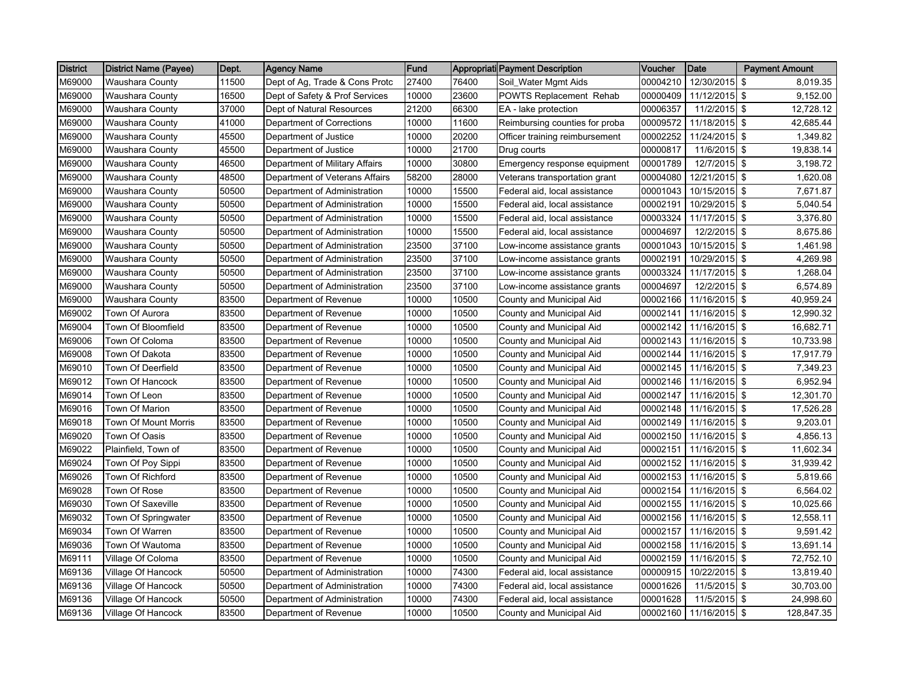| District | District Name (Payee) | Dept. | Agency Name | Fund | Appropriati | Payment Description | Voucher | Date | Payment Amount |
|---|---|---|---|---|---|---|---|---|---|
| M69000 | Waushara County | 11500 | Dept of Ag, Trade & Cons Protc | 27400 | 76400 | Soil_Water Mgmt Aids | 00004210 | 12/30/2015 | $ 8,019.35 |
| M69000 | Waushara County | 16500 | Dept of Safety & Prof Services | 10000 | 23600 | POWTS Replacement Rehab | 00000409 | 11/12/2015 | $ 9,152.00 |
| M69000 | Waushara County | 37000 | Dept of Natural Resources | 21200 | 66300 | EA - lake protection | 00006357 | 11/2/2015 | $ 12,728.12 |
| M69000 | Waushara County | 41000 | Department of Corrections | 10000 | 11600 | Reimbursing counties for proba | 00009572 | 11/18/2015 | $ 42,685.44 |
| M69000 | Waushara County | 45500 | Department of Justice | 10000 | 20200 | Officer training reimbursement | 00002252 | 11/24/2015 | $ 1,349.82 |
| M69000 | Waushara County | 45500 | Department of Justice | 10000 | 21700 | Drug courts | 00000817 | 11/6/2015 | $ 19,838.14 |
| M69000 | Waushara County | 46500 | Department of Military Affairs | 10000 | 30800 | Emergency response equipment | 00001789 | 12/7/2015 | $ 3,198.72 |
| M69000 | Waushara County | 48500 | Department of Veterans Affairs | 58200 | 28000 | Veterans transportation grant | 00004080 | 12/21/2015 | $ 1,620.08 |
| M69000 | Waushara County | 50500 | Department of Administration | 10000 | 15500 | Federal aid, local assistance | 00001043 | 10/15/2015 | $ 7,671.87 |
| M69000 | Waushara County | 50500 | Department of Administration | 10000 | 15500 | Federal aid, local assistance | 00002191 | 10/29/2015 | $ 5,040.54 |
| M69000 | Waushara County | 50500 | Department of Administration | 10000 | 15500 | Federal aid, local assistance | 00003324 | 11/17/2015 | $ 3,376.80 |
| M69000 | Waushara County | 50500 | Department of Administration | 10000 | 15500 | Federal aid, local assistance | 00004697 | 12/2/2015 | $ 8,675.86 |
| M69000 | Waushara County | 50500 | Department of Administration | 23500 | 37100 | Low-income assistance grants | 00001043 | 10/15/2015 | $ 1,461.98 |
| M69000 | Waushara County | 50500 | Department of Administration | 23500 | 37100 | Low-income assistance grants | 00002191 | 10/29/2015 | $ 4,269.98 |
| M69000 | Waushara County | 50500 | Department of Administration | 23500 | 37100 | Low-income assistance grants | 00003324 | 11/17/2015 | $ 1,268.04 |
| M69000 | Waushara County | 50500 | Department of Administration | 23500 | 37100 | Low-income assistance grants | 00004697 | 12/2/2015 | $ 6,574.89 |
| M69000 | Waushara County | 83500 | Department of Revenue | 10000 | 10500 | County and Municipal Aid | 00002166 | 11/16/2015 | $ 40,959.24 |
| M69002 | Town Of Aurora | 83500 | Department of Revenue | 10000 | 10500 | County and Municipal Aid | 00002141 | 11/16/2015 | $ 12,990.32 |
| M69004 | Town Of Bloomfield | 83500 | Department of Revenue | 10000 | 10500 | County and Municipal Aid | 00002142 | 11/16/2015 | $ 16,682.71 |
| M69006 | Town Of Coloma | 83500 | Department of Revenue | 10000 | 10500 | County and Municipal Aid | 00002143 | 11/16/2015 | $ 10,733.98 |
| M69008 | Town Of Dakota | 83500 | Department of Revenue | 10000 | 10500 | County and Municipal Aid | 00002144 | 11/16/2015 | $ 17,917.79 |
| M69010 | Town Of Deerfield | 83500 | Department of Revenue | 10000 | 10500 | County and Municipal Aid | 00002145 | 11/16/2015 | $ 7,349.23 |
| M69012 | Town Of Hancock | 83500 | Department of Revenue | 10000 | 10500 | County and Municipal Aid | 00002146 | 11/16/2015 | $ 6,952.94 |
| M69014 | Town Of Leon | 83500 | Department of Revenue | 10000 | 10500 | County and Municipal Aid | 00002147 | 11/16/2015 | $ 12,301.70 |
| M69016 | Town Of Marion | 83500 | Department of Revenue | 10000 | 10500 | County and Municipal Aid | 00002148 | 11/16/2015 | $ 17,526.28 |
| M69018 | Town Of Mount Morris | 83500 | Department of Revenue | 10000 | 10500 | County and Municipal Aid | 00002149 | 11/16/2015 | $ 9,203.01 |
| M69020 | Town Of Oasis | 83500 | Department of Revenue | 10000 | 10500 | County and Municipal Aid | 00002150 | 11/16/2015 | $ 4,856.13 |
| M69022 | Plainfield, Town of | 83500 | Department of Revenue | 10000 | 10500 | County and Municipal Aid | 00002151 | 11/16/2015 | $ 11,602.34 |
| M69024 | Town Of Poy Sippi | 83500 | Department of Revenue | 10000 | 10500 | County and Municipal Aid | 00002152 | 11/16/2015 | $ 31,939.42 |
| M69026 | Town Of Richford | 83500 | Department of Revenue | 10000 | 10500 | County and Municipal Aid | 00002153 | 11/16/2015 | $ 5,819.66 |
| M69028 | Town Of Rose | 83500 | Department of Revenue | 10000 | 10500 | County and Municipal Aid | 00002154 | 11/16/2015 | $ 6,564.02 |
| M69030 | Town Of Saxeville | 83500 | Department of Revenue | 10000 | 10500 | County and Municipal Aid | 00002155 | 11/16/2015 | $ 10,025.66 |
| M69032 | Town Of Springwater | 83500 | Department of Revenue | 10000 | 10500 | County and Municipal Aid | 00002156 | 11/16/2015 | $ 12,558.11 |
| M69034 | Town Of Warren | 83500 | Department of Revenue | 10000 | 10500 | County and Municipal Aid | 00002157 | 11/16/2015 | $ 9,591.42 |
| M69036 | Town Of Wautoma | 83500 | Department of Revenue | 10000 | 10500 | County and Municipal Aid | 00002158 | 11/16/2015 | $ 13,691.14 |
| M69111 | Village Of Coloma | 83500 | Department of Revenue | 10000 | 10500 | County and Municipal Aid | 00002159 | 11/16/2015 | $ 72,752.10 |
| M69136 | Village Of Hancock | 50500 | Department of Administration | 10000 | 74300 | Federal aid, local assistance | 00000915 | 10/22/2015 | $ 13,819.40 |
| M69136 | Village Of Hancock | 50500 | Department of Administration | 10000 | 74300 | Federal aid, local assistance | 00001626 | 11/5/2015 | $ 30,703.00 |
| M69136 | Village Of Hancock | 50500 | Department of Administration | 10000 | 74300 | Federal aid, local assistance | 00001628 | 11/5/2015 | $ 24,998.60 |
| M69136 | Village Of Hancock | 83500 | Department of Revenue | 10000 | 10500 | County and Municipal Aid | 00002160 | 11/16/2015 | $ 128,847.35 |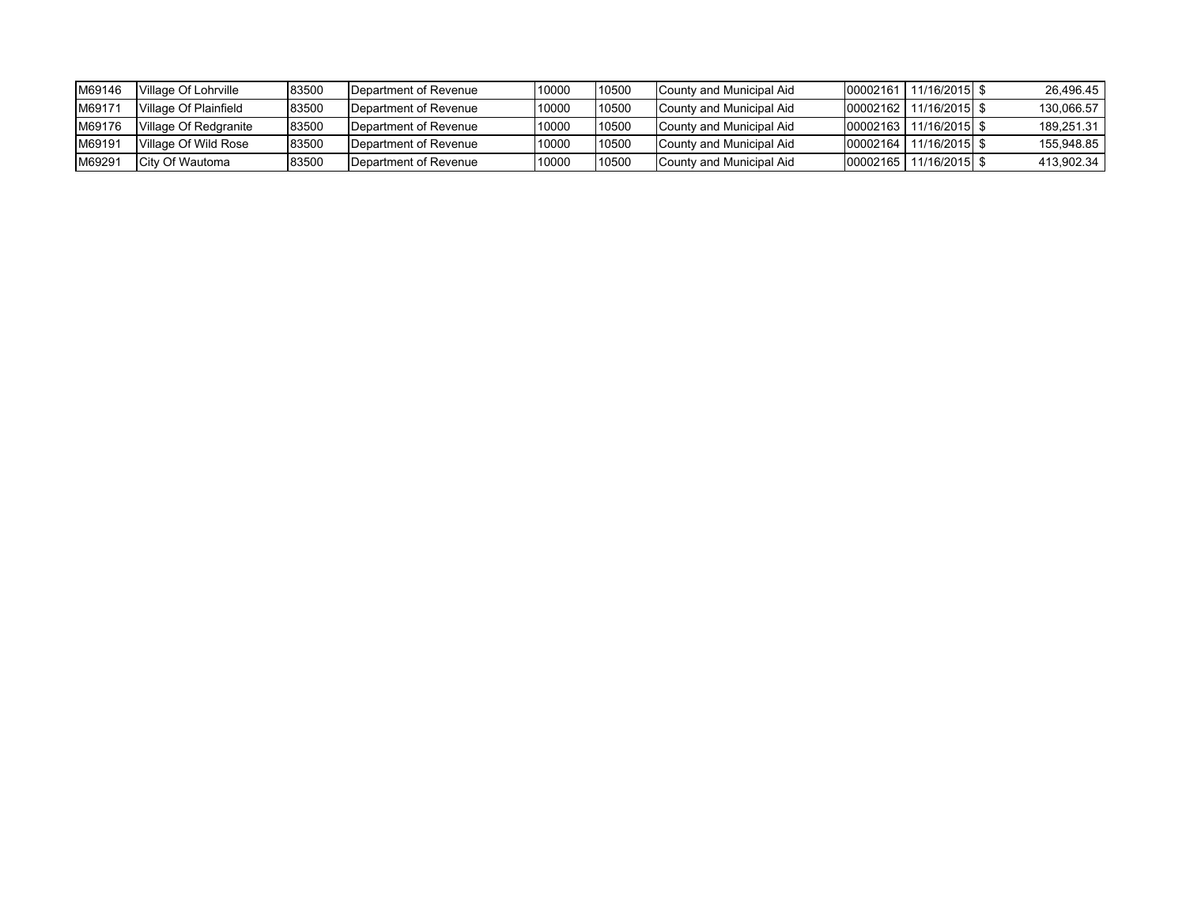| | | | | | | | | | | |
|---|---|---|---|---|---|---|---|---|---|---|
| M69146 | Village Of Lohrville | 83500 | Department of Revenue | 10000 | 10500 | County and Municipal Aid | 00002161 | 11/16/2015 | $ | 26,496.45 |
| M69171 | Village Of Plainfield | 83500 | Department of Revenue | 10000 | 10500 | County and Municipal Aid | 00002162 | 11/16/2015 | $ | 130,066.57 |
| M69176 | Village Of Redgranite | 83500 | Department of Revenue | 10000 | 10500 | County and Municipal Aid | 00002163 | 11/16/2015 | $ | 189,251.31 |
| M69191 | Village Of Wild Rose | 83500 | Department of Revenue | 10000 | 10500 | County and Municipal Aid | 00002164 | 11/16/2015 | $ | 155,948.85 |
| M69291 | City Of Wautoma | 83500 | Department of Revenue | 10000 | 10500 | County and Municipal Aid | 00002165 | 11/16/2015 | $ | 413,902.34 |